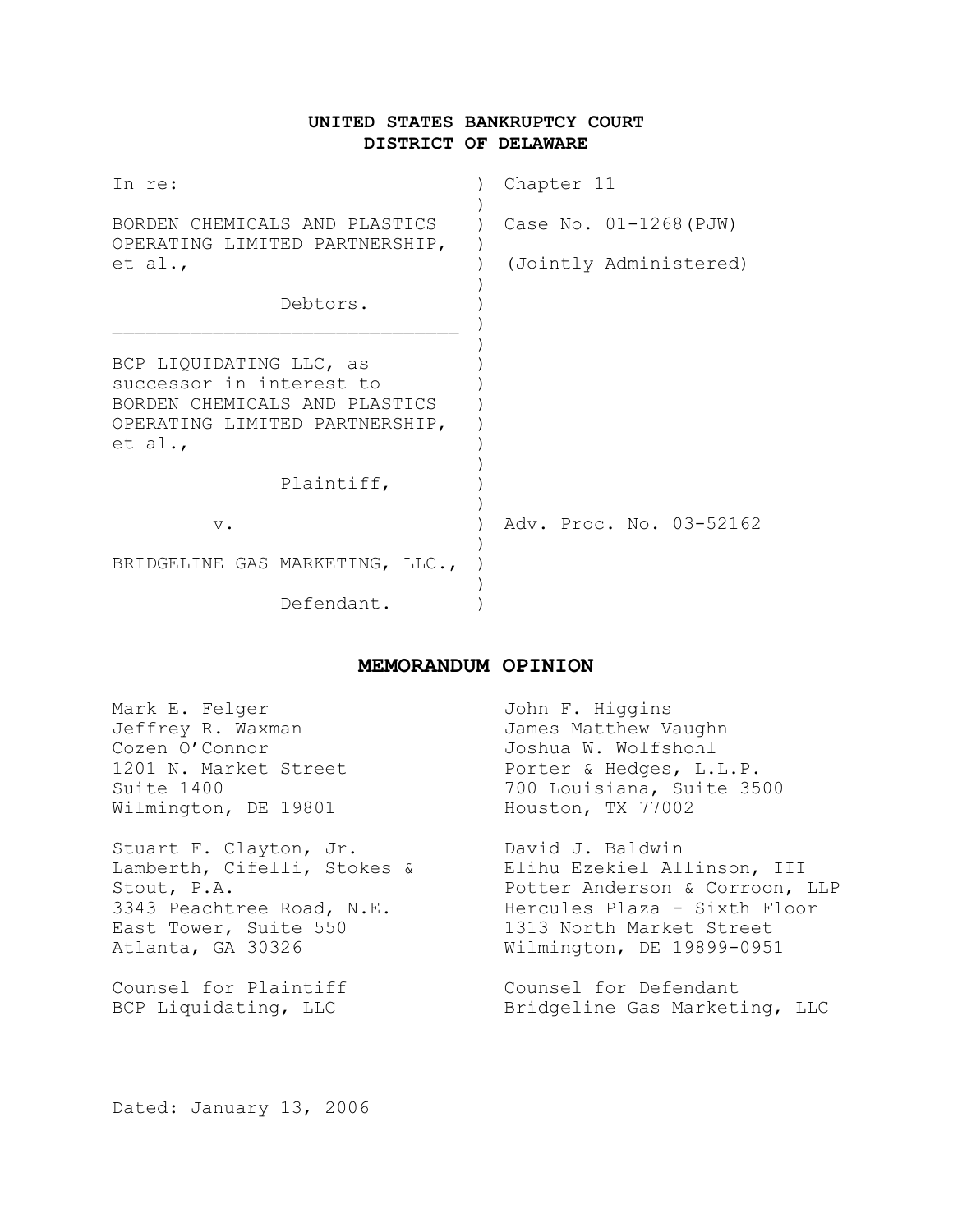# UNITED STATES BANKRUPTCY COURT
## DISTRICT OF DELAWARE

| | |
|---|---|
| In re: | Chapter 11 |
| BORDEN CHEMICALS AND PLASTICS OPERATING LIMITED PARTNERSHIP, et al., | Case No. 01-1268(PJW) |
| Debtors. | (Jointly Administered) |
| BCP LIQUIDATING LLC, as successor in interest to BORDEN CHEMICALS AND PLASTICS OPERATING LIMITED PARTNERSHIP, et al., | |
| Plaintiff, | |
| v. | Adv. Proc. No. 03-52162 |
| BRIDGELINE GAS MARKETING, LLC., | |
| Defendant. | |

## MEMORANDUM OPINION

Mark E. Felger
Jeffrey R. Waxman
Cozen O'Connor
1201 N. Market Street
Suite 1400
Wilmington, DE 19801

Stuart F. Clayton, Jr.
Lamberth, Cifelli, Stokes & Stout, P.A.
3343 Peachtree Road, N.E.
East Tower, Suite 550
Atlanta, GA 30326

Counsel for Plaintiff
BCP Liquidating, LLC

John F. Higgins
James Matthew Vaughn
Joshua W. Wolfshohl
Porter & Hedges, L.L.P.
700 Louisiana, Suite 3500
Houston, TX 77002

David J. Baldwin
Elihu Ezekiel Allinson, III
Potter Anderson & Corroon, LLP
Hercules Plaza - Sixth Floor
1313 North Market Street
Wilmington, DE 19899-0951

Counsel for Defendant
Bridgeline Gas Marketing, LLC

Dated: January 13, 2006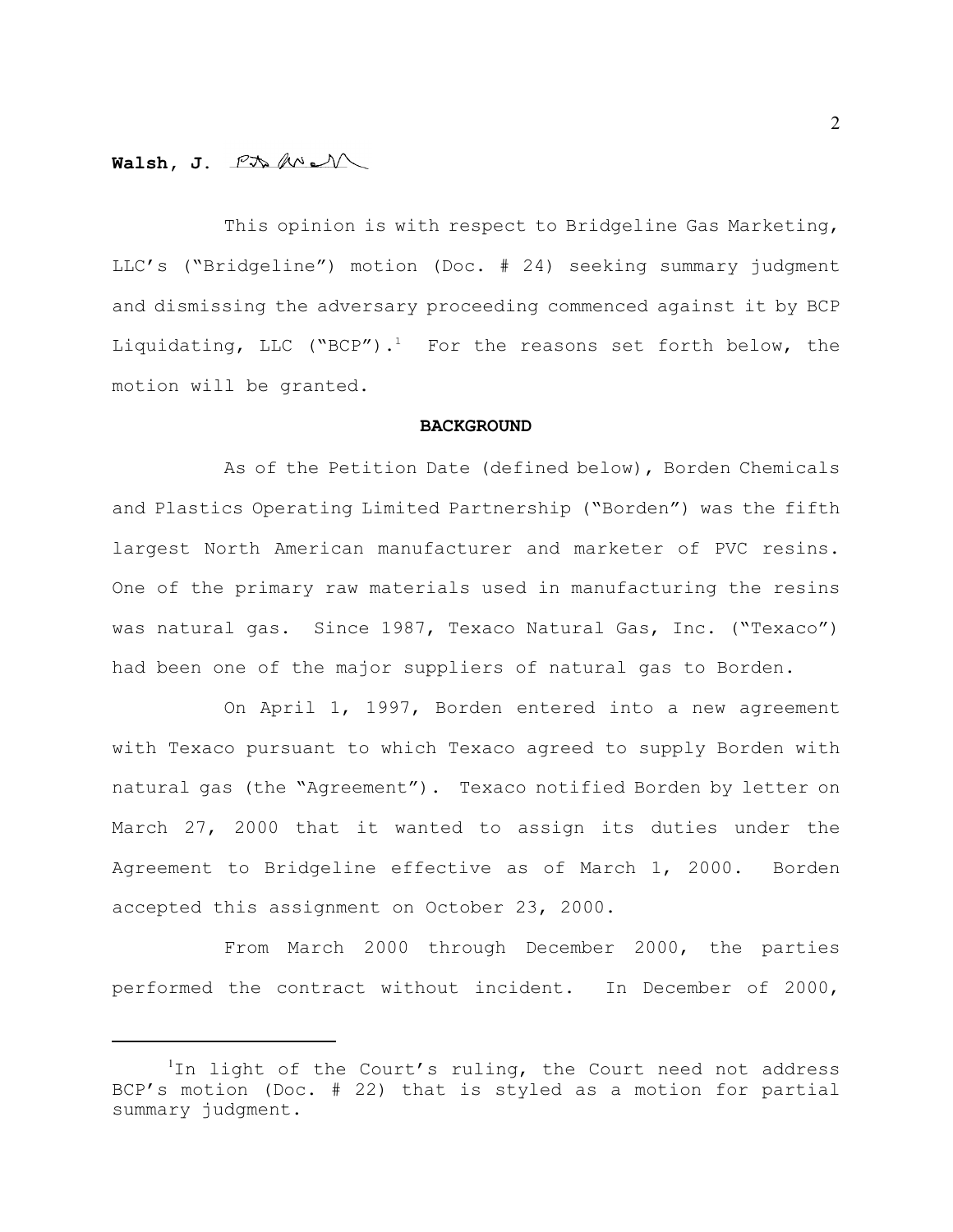**Walsh, J.**

This opinion is with respect to Bridgeline Gas Marketing, LLC's ("Bridgeline") motion (Doc. # 24) seeking summary judgment and dismissing the adversary proceeding commenced against it by BCP Liquidating, LLC ("BCP").[1] For the reasons set forth below, the motion will be granted.

**BACKGROUND**

As of the Petition Date (defined below), Borden Chemicals and Plastics Operating Limited Partnership ("Borden") was the fifth largest North American manufacturer and marketer of PVC resins. One of the primary raw materials used in manufacturing the resins was natural gas. Since 1987, Texaco Natural Gas, Inc. ("Texaco") had been one of the major suppliers of natural gas to Borden.

On April 1, 1997, Borden entered into a new agreement with Texaco pursuant to which Texaco agreed to supply Borden with natural gas (the "Agreement"). Texaco notified Borden by letter on March 27, 2000 that it wanted to assign its duties under the Agreement to Bridgeline effective as of March 1, 2000. Borden accepted this assignment on October 23, 2000.

From March 2000 through December 2000, the parties performed the contract without incident. In December of 2000,

[1] In light of the Court's ruling, the Court need not address BCP's motion (Doc. # 22) that is styled as a motion for partial summary judgment.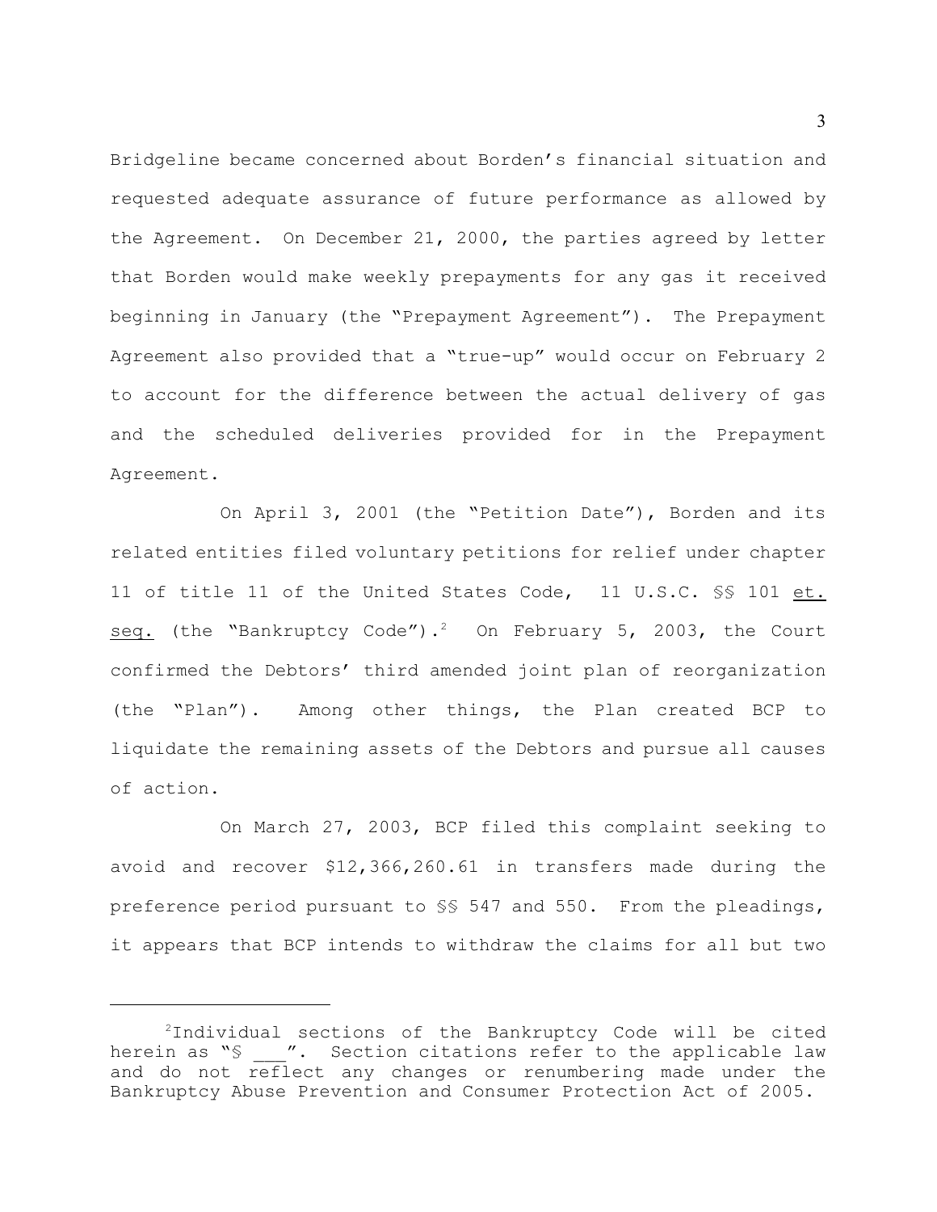Bridgeline became concerned about Borden's financial situation and requested adequate assurance of future performance as allowed by the Agreement. On December 21, 2000, the parties agreed by letter that Borden would make weekly prepayments for any gas it received beginning in January (the "Prepayment Agreement"). The Prepayment Agreement also provided that a "true-up" would occur on February 2 to account for the difference between the actual delivery of gas and the scheduled deliveries provided for in the Prepayment Agreement.

On April 3, 2001 (the "Petition Date"), Borden and its related entities filed voluntary petitions for relief under chapter 11 of title 11 of the United States Code, 11 U.S.C. §§ 101 et. seq. (the "Bankruptcy Code").[2] On February 5, 2003, the Court confirmed the Debtors' third amended joint plan of reorganization (the "Plan"). Among other things, the Plan created BCP to liquidate the remaining assets of the Debtors and pursue all causes of action.

On March 27, 2003, BCP filed this complaint seeking to avoid and recover $12,366,260.61 in transfers made during the preference period pursuant to §§ 547 and 550. From the pleadings, it appears that BCP intends to withdraw the claims for all but two

---

[2]Individual sections of the Bankruptcy Code will be cited herein as "§ ___". Section citations refer to the applicable law and do not reflect any changes or renumbering made under the Bankruptcy Abuse Prevention and Consumer Protection Act of 2005.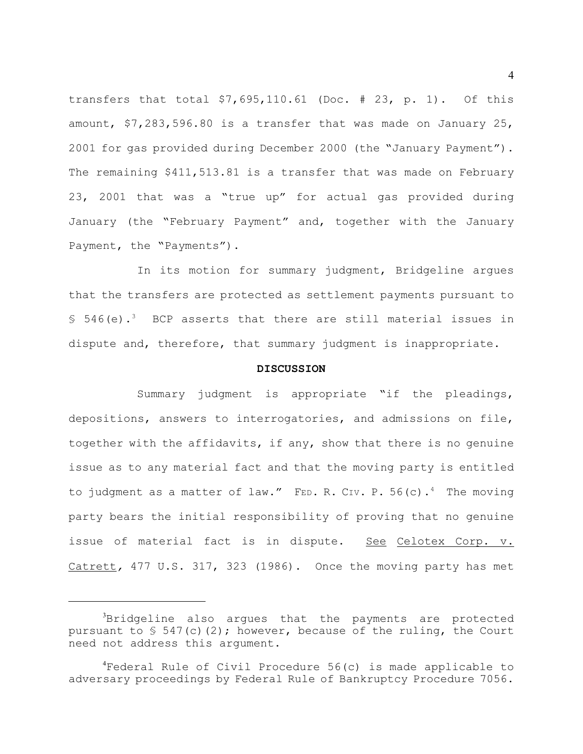transfers that total $7,695,110.61 (Doc. # 23, p. 1). Of this amount, $7,283,596.80 is a transfer that was made on January 25, 2001 for gas provided during December 2000 (the "January Payment"). The remaining $411,513.81 is a transfer that was made on February 23, 2001 that was a "true up" for actual gas provided during January (the "February Payment" and, together with the January Payment, the "Payments").

In its motion for summary judgment, Bridgeline argues that the transfers are protected as settlement payments pursuant to § 546(e).[3] BCP asserts that there are still material issues in dispute and, therefore, that summary judgment is inappropriate.

**DISCUSSION**

Summary judgment is appropriate "if the pleadings, depositions, answers to interrogatories, and admissions on file, together with the affidavits, if any, show that there is no genuine issue as to any material fact and that the moving party is entitled to judgment as a matter of law." FED. R. CIV. P. 56(c).[4] The moving party bears the initial responsibility of proving that no genuine issue of material fact is in dispute. See Celotex Corp. v. Catrett, 477 U.S. 317, 323 (1986). Once the moving party has met

---

[3] Bridgeline also argues that the payments are protected pursuant to § 547(c)(2); however, because of the ruling, the Court need not address this argument.

[4] Federal Rule of Civil Procedure 56(c) is made applicable to adversary proceedings by Federal Rule of Bankruptcy Procedure 7056.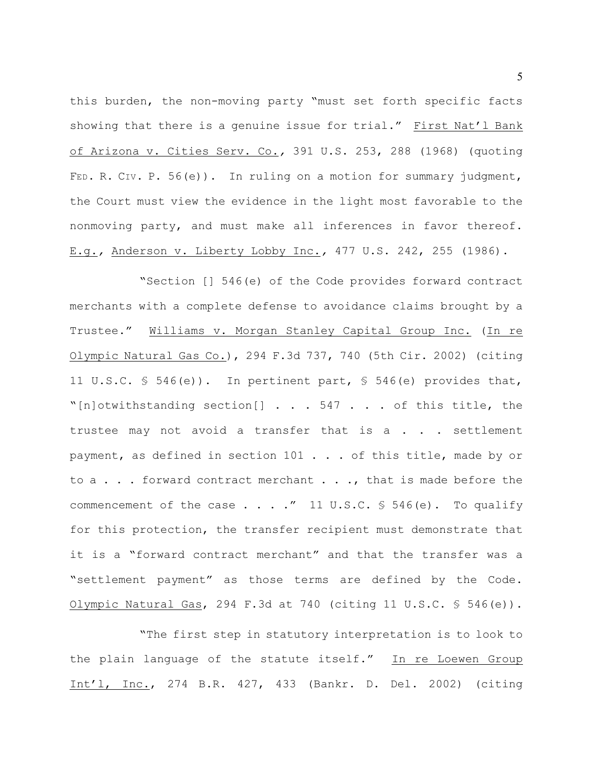this burden, the non-moving party "must set forth specific facts showing that there is a genuine issue for trial." First Nat'l Bank of Arizona v. Cities Serv. Co., 391 U.S. 253, 288 (1968) (quoting FED. R. CIV. P. 56(e)). In ruling on a motion for summary judgment, the Court must view the evidence in the light most favorable to the nonmoving party, and must make all inferences in favor thereof. E.g., Anderson v. Liberty Lobby Inc., 477 U.S. 242, 255 (1986).

"Section [] 546(e) of the Code provides forward contract merchants with a complete defense to avoidance claims brought by a Trustee." Williams v. Morgan Stanley Capital Group Inc. (In re Olympic Natural Gas Co.), 294 F.3d 737, 740 (5th Cir. 2002) (citing 11 U.S.C. § 546(e)). In pertinent part, § 546(e) provides that, "[n]otwithstanding section[] . . . 547 . . . of this title, the trustee may not avoid a transfer that is a . . . settlement payment, as defined in section 101 . . . of this title, made by or to a . . . forward contract merchant . . ., that is made before the commencement of the case . . . ." 11 U.S.C. § 546(e). To qualify for this protection, the transfer recipient must demonstrate that it is a "forward contract merchant" and that the transfer was a "settlement payment" as those terms are defined by the Code. Olympic Natural Gas, 294 F.3d at 740 (citing 11 U.S.C. § 546(e)).

"The first step in statutory interpretation is to look to the plain language of the statute itself." In re Loewen Group Int'l, Inc., 274 B.R. 427, 433 (Bankr. D. Del. 2002) (citing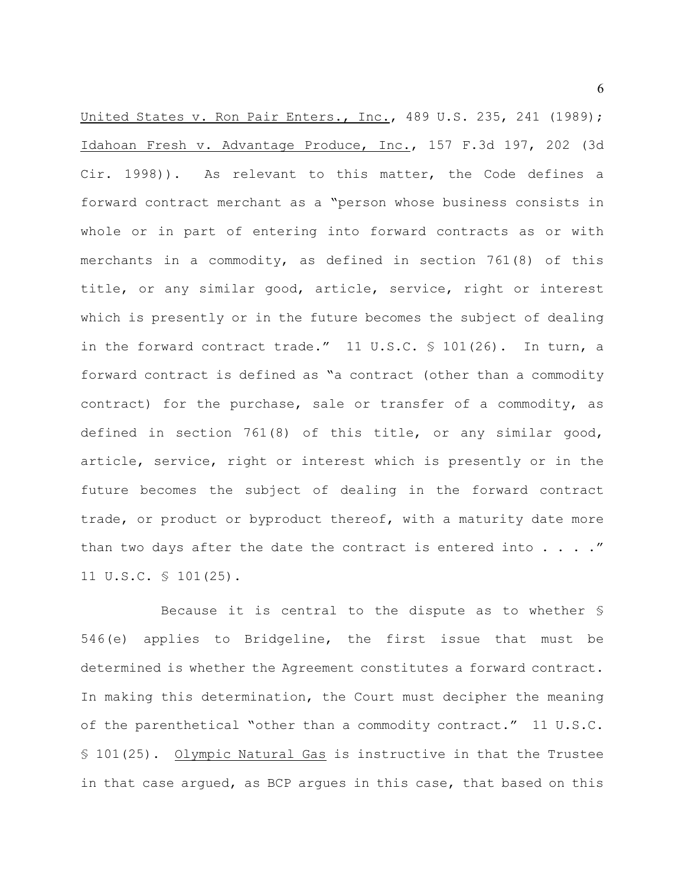United States v. Ron Pair Enters., Inc., 489 U.S. 235, 241 (1989); Idahoan Fresh v. Advantage Produce, Inc., 157 F.3d 197, 202 (3d Cir. 1998)). As relevant to this matter, the Code defines a forward contract merchant as a "person whose business consists in whole or in part of entering into forward contracts as or with merchants in a commodity, as defined in section 761(8) of this title, or any similar good, article, service, right or interest which is presently or in the future becomes the subject of dealing in the forward contract trade." 11 U.S.C. § 101(26). In turn, a forward contract is defined as "a contract (other than a commodity contract) for the purchase, sale or transfer of a commodity, as defined in section 761(8) of this title, or any similar good, article, service, right or interest which is presently or in the future becomes the subject of dealing in the forward contract trade, or product or byproduct thereof, with a maturity date more than two days after the date the contract is entered into . . . ." 11 U.S.C. § 101(25).

Because it is central to the dispute as to whether § 546(e) applies to Bridgeline, the first issue that must be determined is whether the Agreement constitutes a forward contract. In making this determination, the Court must decipher the meaning of the parenthetical "other than a commodity contract." 11 U.S.C. § 101(25). Olympic Natural Gas is instructive in that the Trustee in that case argued, as BCP argues in this case, that based on this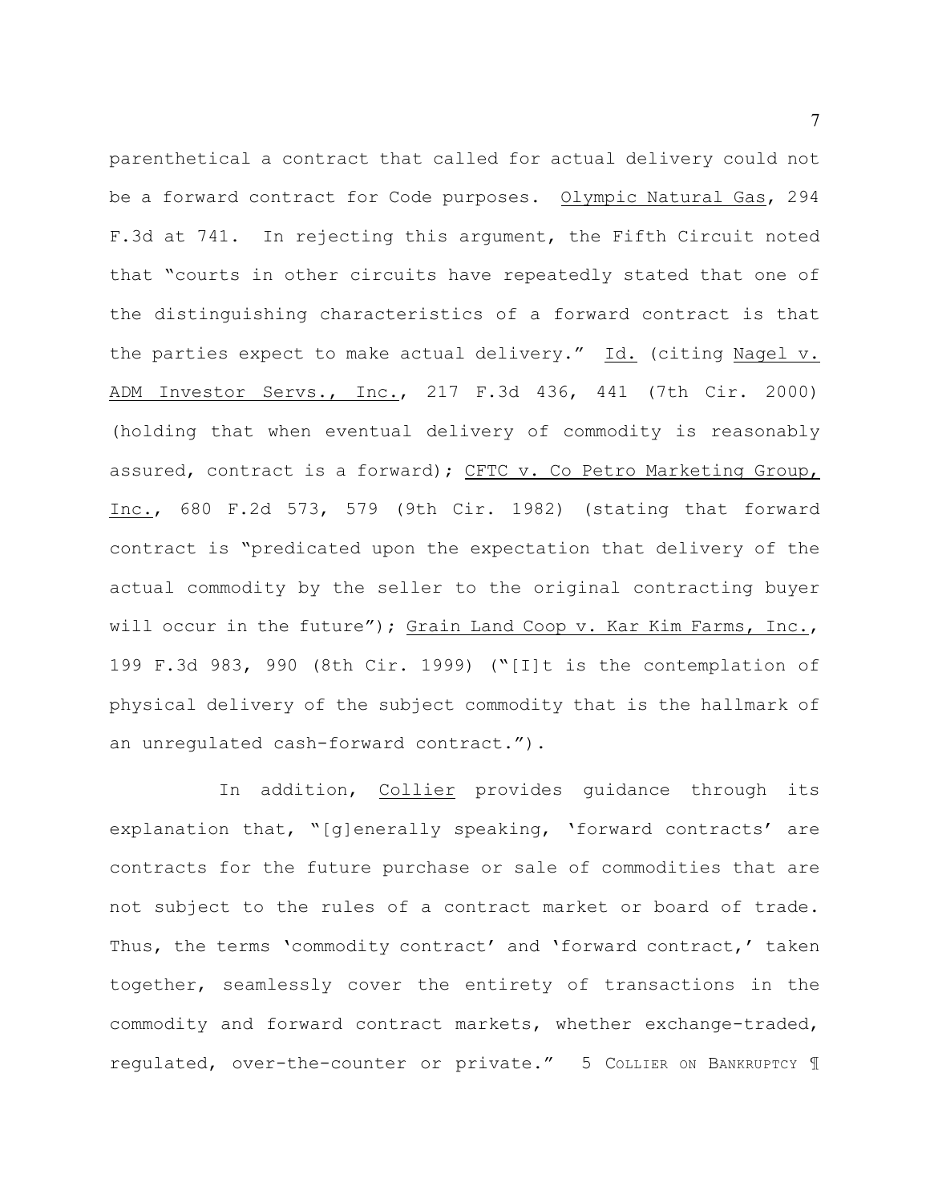parenthetical a contract that called for actual delivery could not be a forward contract for Code purposes. Olympic Natural Gas, 294 F.3d at 741. In rejecting this argument, the Fifth Circuit noted that "courts in other circuits have repeatedly stated that one of the distinguishing characteristics of a forward contract is that the parties expect to make actual delivery." Id. (citing Nagel v. ADM Investor Servs., Inc., 217 F.3d 436, 441 (7th Cir. 2000) (holding that when eventual delivery of commodity is reasonably assured, contract is a forward); CFTC v. Co Petro Marketing Group, Inc., 680 F.2d 573, 579 (9th Cir. 1982) (stating that forward contract is "predicated upon the expectation that delivery of the actual commodity by the seller to the original contracting buyer will occur in the future"); Grain Land Coop v. Kar Kim Farms, Inc., 199 F.3d 983, 990 (8th Cir. 1999) ("[I]t is the contemplation of physical delivery of the subject commodity that is the hallmark of an unregulated cash-forward contract.").

In addition, Collier provides guidance through its explanation that, "[g]enerally speaking, 'forward contracts' are contracts for the future purchase or sale of commodities that are not subject to the rules of a contract market or board of trade. Thus, the terms 'commodity contract' and 'forward contract,' taken together, seamlessly cover the entirety of transactions in the commodity and forward contract markets, whether exchange-traded, regulated, over-the-counter or private." 5 COLLIER ON BANKRUPTCY ¶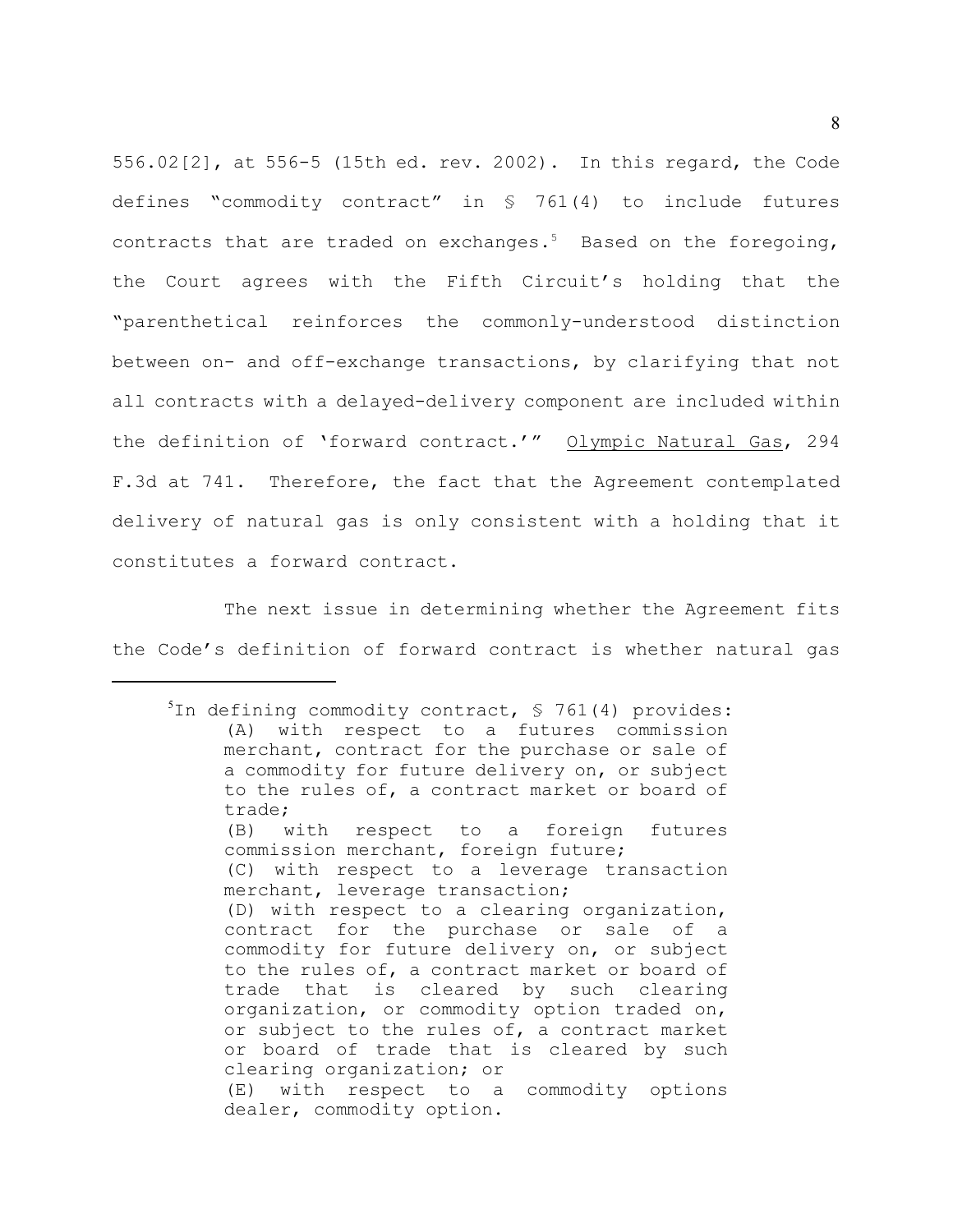556.02[2], at 556-5 (15th ed. rev. 2002). In this regard, the Code defines "commodity contract" in § 761(4) to include futures contracts that are traded on exchanges.[5] Based on the foregoing, the Court agrees with the Fifth Circuit's holding that the "parenthetical reinforces the commonly-understood distinction between on- and off-exchange transactions, by clarifying that not all contracts with a delayed-delivery component are included within the definition of 'forward contract.'" Olympic Natural Gas, 294 F.3d at 741. Therefore, the fact that the Agreement contemplated delivery of natural gas is only consistent with a holding that it constitutes a forward contract.

The next issue in determining whether the Agreement fits the Code's definition of forward contract is whether natural gas

---

[5]In defining commodity contract, § 761(4) provides:

> (A) with respect to a futures commission merchant, contract for the purchase or sale of a commodity for future delivery on, or subject to the rules of, a contract market or board of trade;
> (B) with respect to a foreign futures commission merchant, foreign future;
> (C) with respect to a leverage transaction merchant, leverage transaction;
> (D) with respect to a clearing organization, contract for the purchase or sale of a commodity for future delivery on, or subject to the rules of, a contract market or board of trade that is cleared by such clearing organization, or commodity option traded on, or subject to the rules of, a contract market or board of trade that is cleared by such clearing organization; or
> (E) with respect to a commodity options dealer, commodity option.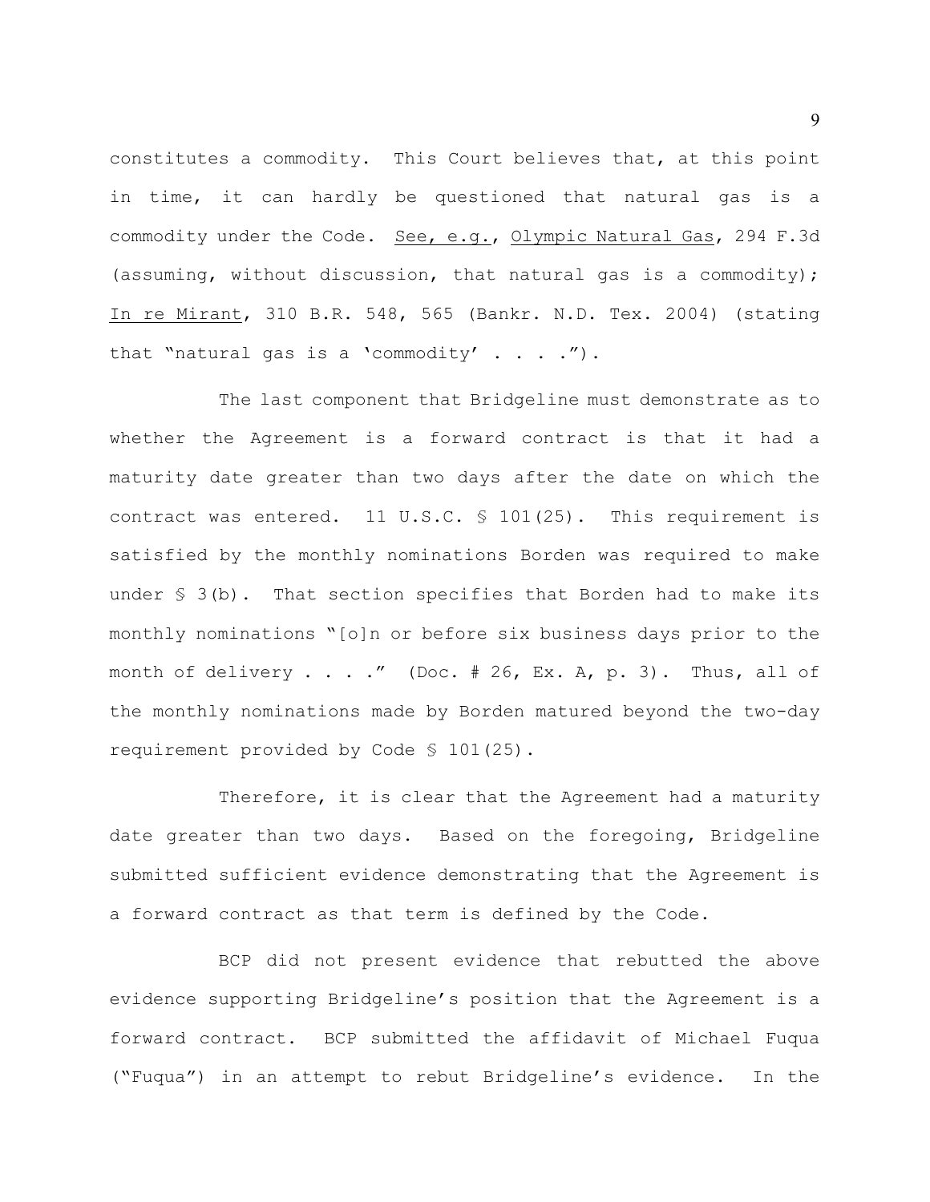constitutes a commodity. This Court believes that, at this point in time, it can hardly be questioned that natural gas is a commodity under the Code. See, e.g., Olympic Natural Gas, 294 F.3d (assuming, without discussion, that natural gas is a commodity); In re Mirant, 310 B.R. 548, 565 (Bankr. N.D. Tex. 2004) (stating that "natural gas is a 'commodity' . . . .").

The last component that Bridgeline must demonstrate as to whether the Agreement is a forward contract is that it had a maturity date greater than two days after the date on which the contract was entered. 11 U.S.C. § 101(25). This requirement is satisfied by the monthly nominations Borden was required to make under § 3(b). That section specifies that Borden had to make its monthly nominations "[o]n or before six business days prior to the month of delivery . . . ." (Doc. # 26, Ex. A, p. 3). Thus, all of the monthly nominations made by Borden matured beyond the two-day requirement provided by Code § 101(25).

Therefore, it is clear that the Agreement had a maturity date greater than two days. Based on the foregoing, Bridgeline submitted sufficient evidence demonstrating that the Agreement is a forward contract as that term is defined by the Code.

BCP did not present evidence that rebutted the above evidence supporting Bridgeline's position that the Agreement is a forward contract. BCP submitted the affidavit of Michael Fuqua ("Fuqua") in an attempt to rebut Bridgeline's evidence. In the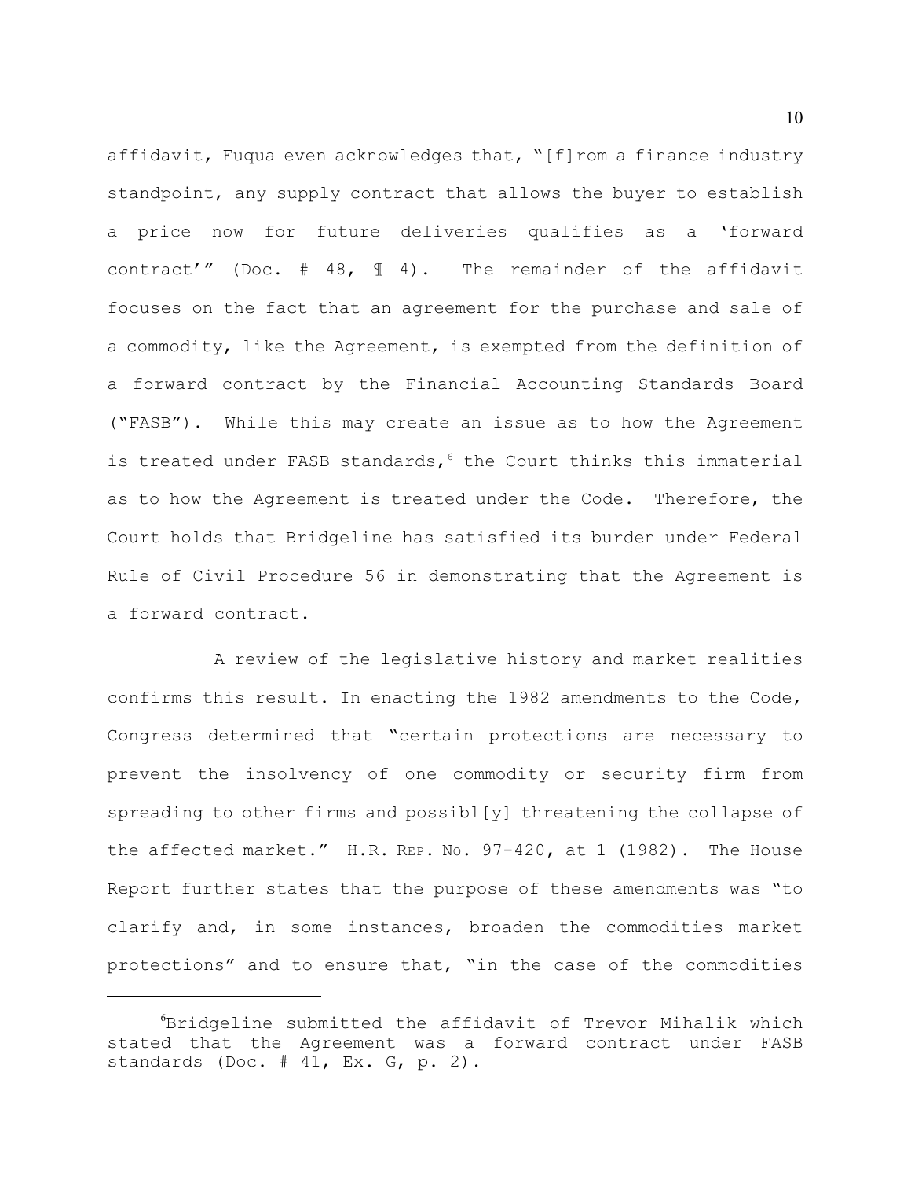affidavit, Fuqua even acknowledges that, "[f]rom a finance industry standpoint, any supply contract that allows the buyer to establish a price now for future deliveries qualifies as a 'forward contract'" (Doc. # 48, ¶ 4). The remainder of the affidavit focuses on the fact that an agreement for the purchase and sale of a commodity, like the Agreement, is exempted from the definition of a forward contract by the Financial Accounting Standards Board ("FASB"). While this may create an issue as to how the Agreement is treated under FASB standards,[6] the Court thinks this immaterial as to how the Agreement is treated under the Code. Therefore, the Court holds that Bridgeline has satisfied its burden under Federal Rule of Civil Procedure 56 in demonstrating that the Agreement is a forward contract.

A review of the legislative history and market realities confirms this result. In enacting the 1982 amendments to the Code, Congress determined that "certain protections are necessary to prevent the insolvency of one commodity or security firm from spreading to other firms and possibl[y] threatening the collapse of the affected market." H.R. REP. NO. 97-420, at 1 (1982). The House Report further states that the purpose of these amendments was "to clarify and, in some instances, broaden the commodities market protections" and to ensure that, "in the case of the commodities

---

[6] Bridgeline submitted the affidavit of Trevor Mihalik which stated that the Agreement was a forward contract under FASB standards (Doc. # 41, Ex. G, p. 2).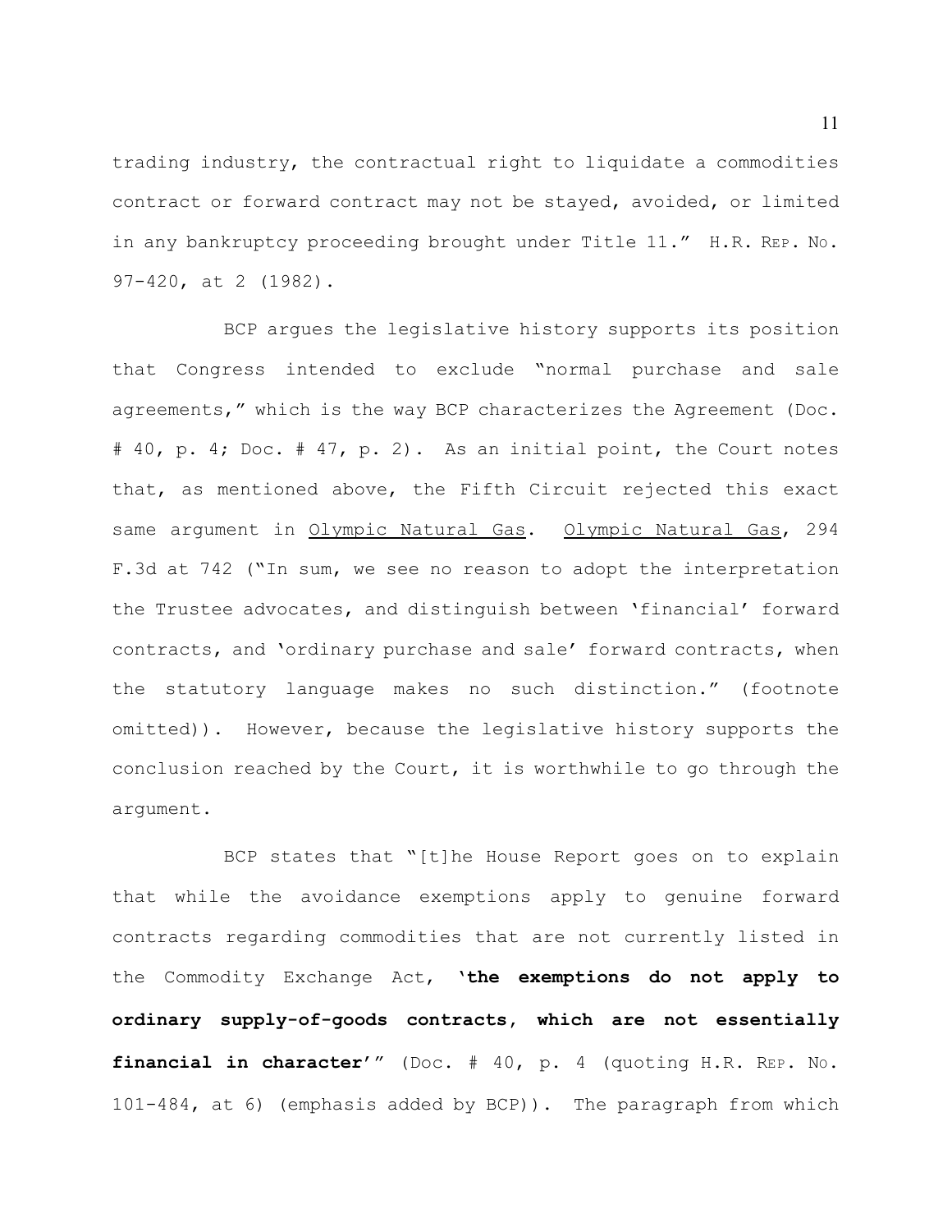trading industry, the contractual right to liquidate a commodities contract or forward contract may not be stayed, avoided, or limited in any bankruptcy proceeding brought under Title 11." H.R. REP. NO. 97-420, at 2 (1982).

BCP argues the legislative history supports its position that Congress intended to exclude "normal purchase and sale agreements," which is the way BCP characterizes the Agreement (Doc. # 40, p. 4; Doc. # 47, p. 2). As an initial point, the Court notes that, as mentioned above, the Fifth Circuit rejected this exact same argument in Olympic Natural Gas. Olympic Natural Gas, 294 F.3d at 742 ("In sum, we see no reason to adopt the interpretation the Trustee advocates, and distinguish between 'financial' forward contracts, and 'ordinary purchase and sale' forward contracts, when the statutory language makes no such distinction." (footnote omitted)). However, because the legislative history supports the conclusion reached by the Court, it is worthwhile to go through the argument.

BCP states that "[t]he House Report goes on to explain that while the avoidance exemptions apply to genuine forward contracts regarding commodities that are not currently listed in the Commodity Exchange Act, **'the exemptions do not apply to ordinary supply-of-goods contracts, which are not essentially financial in character'**" (Doc. # 40, p. 4 (quoting H.R. REP. NO. 101-484, at 6) (emphasis added by BCP)). The paragraph from which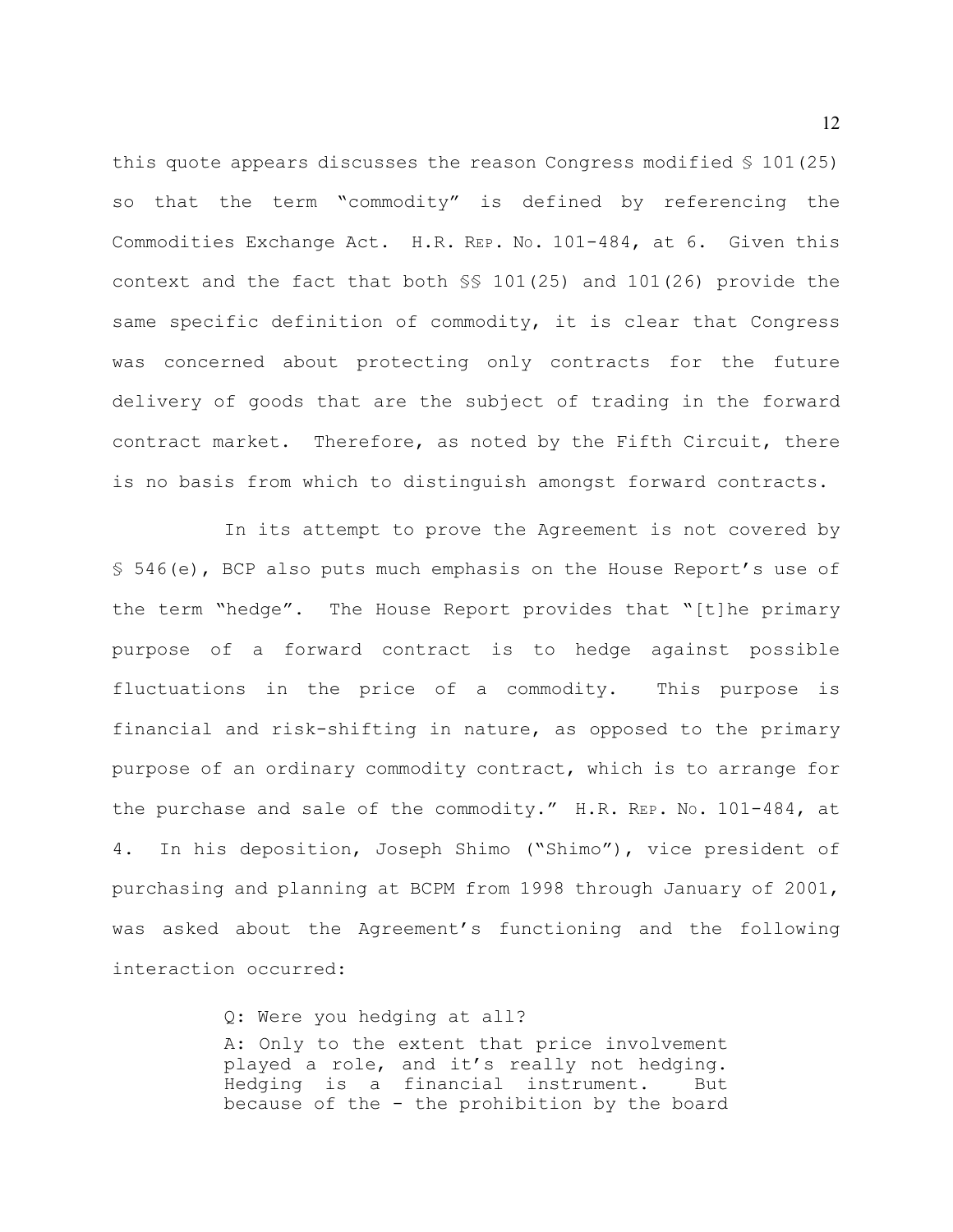this quote appears discusses the reason Congress modified § 101(25) so that the term "commodity" is defined by referencing the Commodities Exchange Act. H.R. REP. NO. 101-484, at 6. Given this context and the fact that both §§ 101(25) and 101(26) provide the same specific definition of commodity, it is clear that Congress was concerned about protecting only contracts for the future delivery of goods that are the subject of trading in the forward contract market. Therefore, as noted by the Fifth Circuit, there is no basis from which to distinguish amongst forward contracts.

In its attempt to prove the Agreement is not covered by § 546(e), BCP also puts much emphasis on the House Report's use of the term "hedge". The House Report provides that "[t]he primary purpose of a forward contract is to hedge against possible fluctuations in the price of a commodity. This purpose is financial and risk-shifting in nature, as opposed to the primary purpose of an ordinary commodity contract, which is to arrange for the purchase and sale of the commodity." H.R. REP. NO. 101-484, at 4. In his deposition, Joseph Shimo ("Shimo"), vice president of purchasing and planning at BCPM from 1998 through January of 2001, was asked about the Agreement's functioning and the following interaction occurred:

> Q: Were you hedging at all?
>
> A: Only to the extent that price involvement played a role, and it's really not hedging. Hedging is a financial instrument. But because of the - the prohibition by the board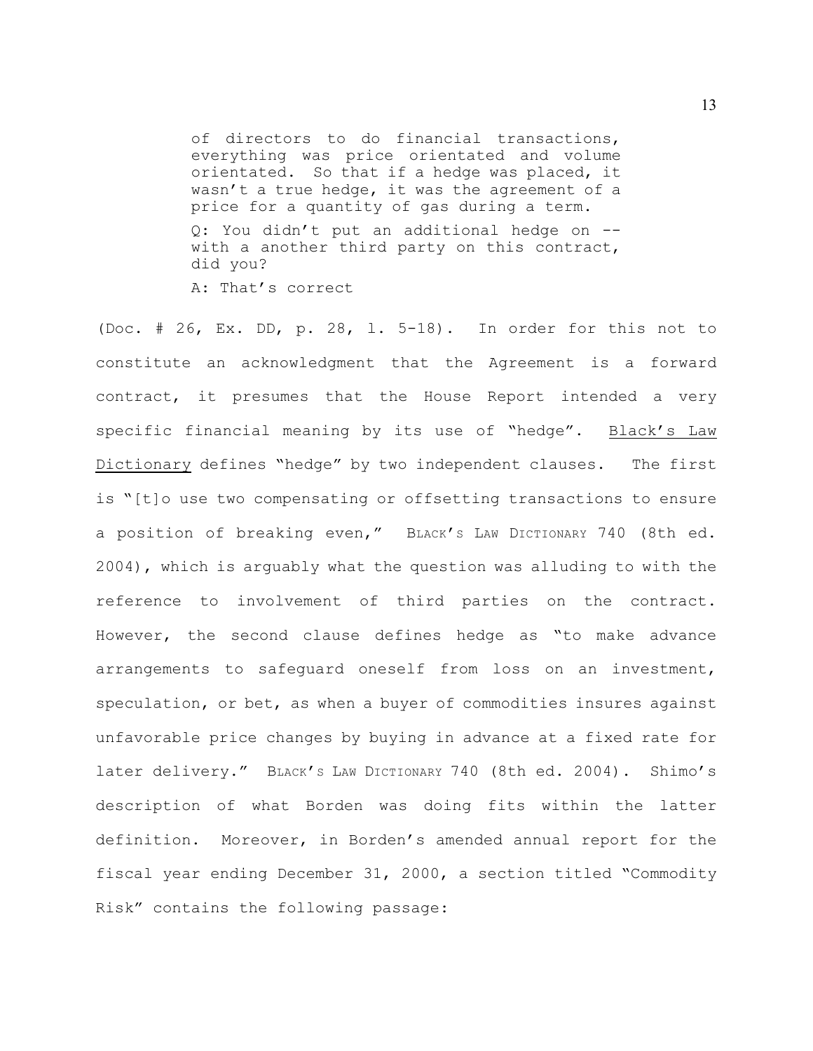> of directors to do financial transactions, everything was price orientated and volume orientated. So that if a hedge was placed, it wasn't a true hedge, it was the agreement of a price for a quantity of gas during a term.
>
> Q: You didn't put an additional hedge on -- with a another third party on this contract, did you?
>
> A: That's correct

(Doc. # 26, Ex. DD, p. 28, l. 5-18). In order for this not to constitute an acknowledgment that the Agreement is a forward contract, it presumes that the House Report intended a very specific financial meaning by its use of "hedge". Black's Law Dictionary defines "hedge" by two independent clauses. The first is "[t]o use two compensating or offsetting transactions to ensure a position of breaking even," BLACK'S LAW DICTIONARY 740 (8th ed. 2004), which is arguably what the question was alluding to with the reference to involvement of third parties on the contract. However, the second clause defines hedge as "to make advance arrangements to safeguard oneself from loss on an investment, speculation, or bet, as when a buyer of commodities insures against unfavorable price changes by buying in advance at a fixed rate for later delivery." BLACK'S LAW DICTIONARY 740 (8th ed. 2004). Shimo's description of what Borden was doing fits within the latter definition. Moreover, in Borden's amended annual report for the fiscal year ending December 31, 2000, a section titled "Commodity Risk" contains the following passage: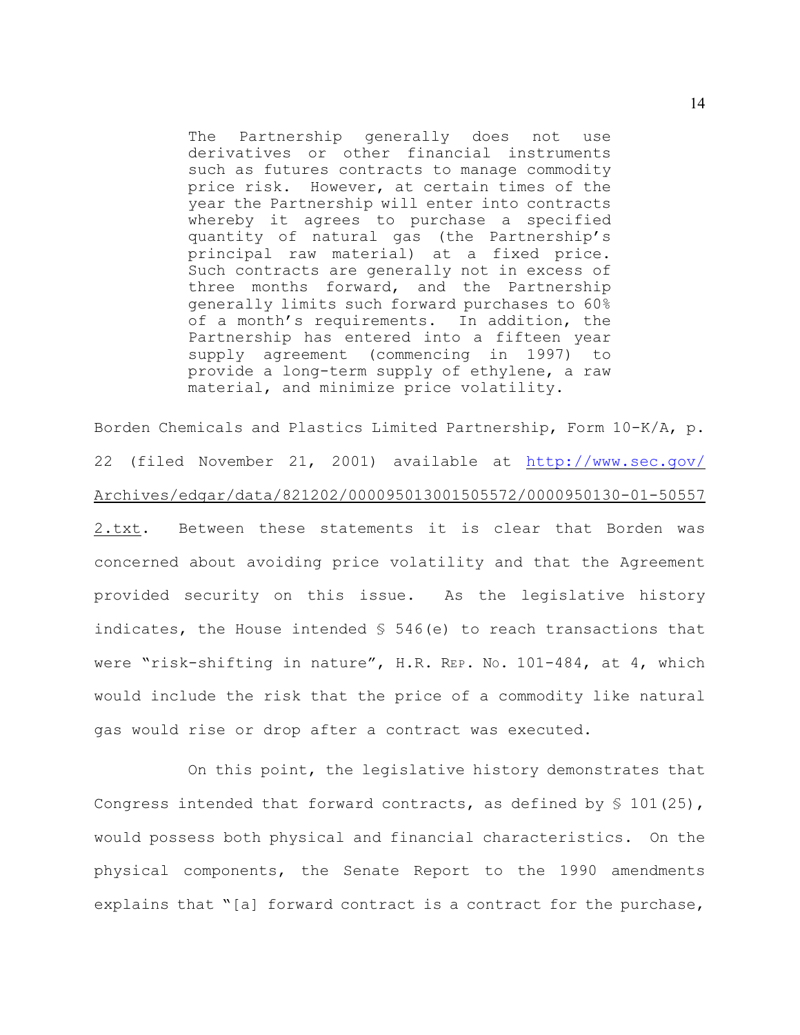> The Partnership generally does not use derivatives or other financial instruments such as futures contracts to manage commodity price risk. However, at certain times of the year the Partnership will enter into contracts whereby it agrees to purchase a specified quantity of natural gas (the Partnership's principal raw material) at a fixed price. Such contracts are generally not in excess of three months forward, and the Partnership generally limits such forward purchases to 60% of a month's requirements. In addition, the Partnership has entered into a fifteen year supply agreement (commencing in 1997) to provide a long-term supply of ethylene, a raw material, and minimize price volatility.

Borden Chemicals and Plastics Limited Partnership, Form 10-K/A, p. 22 (filed November 21, 2001) available at http://www.sec.gov/Archives/edgar/data/821202/000095013001505572/0000950130-01-505572.txt. Between these statements it is clear that Borden was concerned about avoiding price volatility and that the Agreement provided security on this issue. As the legislative history indicates, the House intended § 546(e) to reach transactions that were "risk-shifting in nature", H.R. REP. NO. 101-484, at 4, which would include the risk that the price of a commodity like natural gas would rise or drop after a contract was executed.

On this point, the legislative history demonstrates that Congress intended that forward contracts, as defined by § 101(25), would possess both physical and financial characteristics. On the physical components, the Senate Report to the 1990 amendments explains that "[a] forward contract is a contract for the purchase,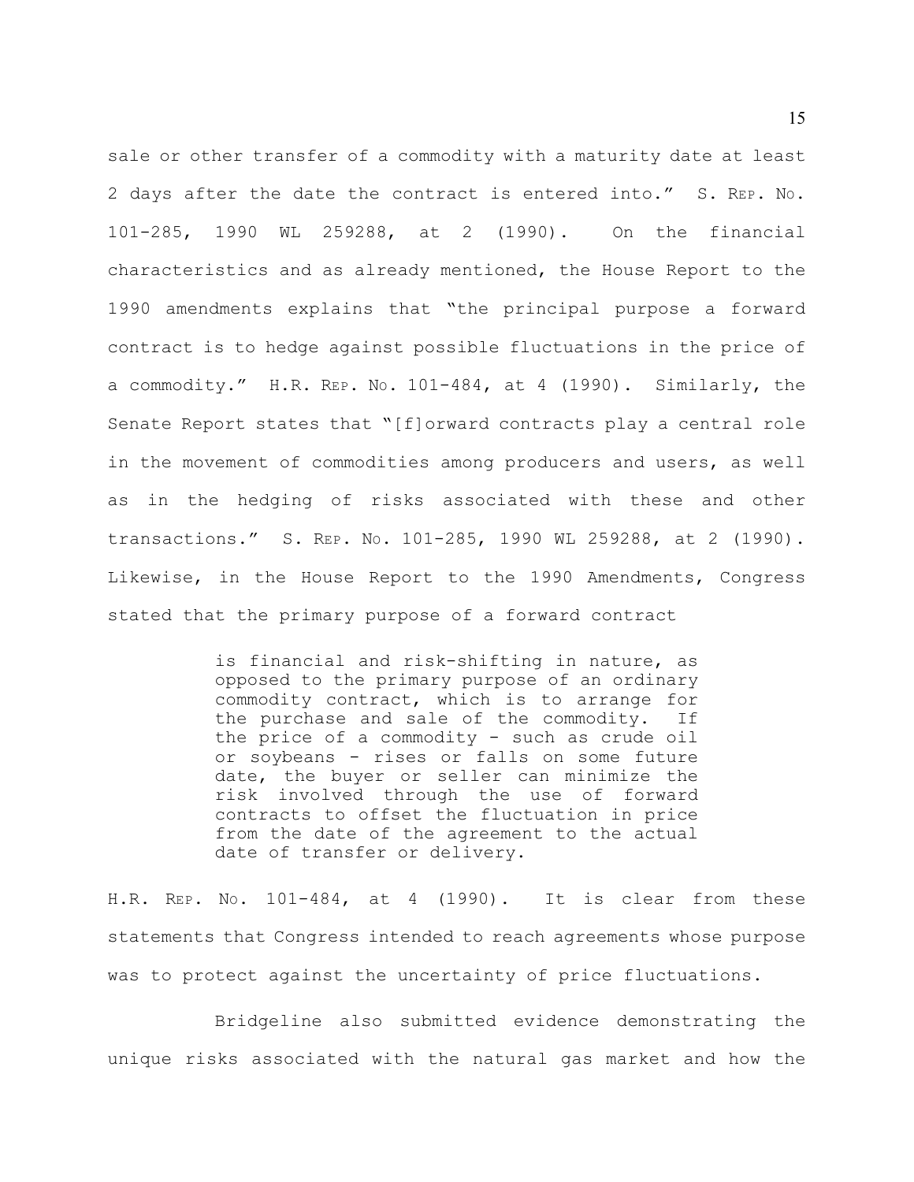sale or other transfer of a commodity with a maturity date at least 2 days after the date the contract is entered into." S. REP. NO. 101-285, 1990 WL 259288, at 2 (1990). On the financial characteristics and as already mentioned, the House Report to the 1990 amendments explains that "the principal purpose a forward contract is to hedge against possible fluctuations in the price of a commodity." H.R. REP. NO. 101-484, at 4 (1990). Similarly, the Senate Report states that "[f]orward contracts play a central role in the movement of commodities among producers and users, as well as in the hedging of risks associated with these and other transactions." S. REP. NO. 101-285, 1990 WL 259288, at 2 (1990). Likewise, in the House Report to the 1990 Amendments, Congress stated that the primary purpose of a forward contract

> is financial and risk-shifting in nature, as opposed to the primary purpose of an ordinary commodity contract, which is to arrange for the purchase and sale of the commodity. If the price of a commodity - such as crude oil or soybeans - rises or falls on some future date, the buyer or seller can minimize the risk involved through the use of forward contracts to offset the fluctuation in price from the date of the agreement to the actual date of transfer or delivery.

H.R. REP. NO. 101-484, at 4 (1990). It is clear from these statements that Congress intended to reach agreements whose purpose was to protect against the uncertainty of price fluctuations.

Bridgeline also submitted evidence demonstrating the unique risks associated with the natural gas market and how the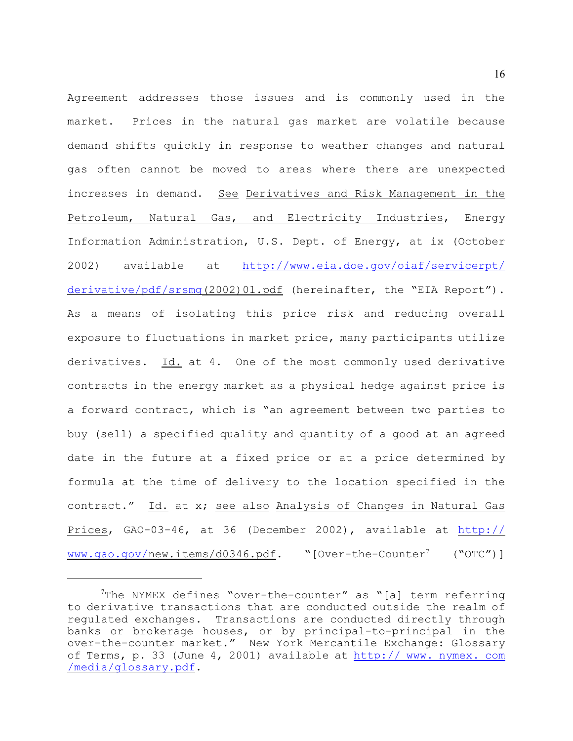Agreement addresses those issues and is commonly used in the market. Prices in the natural gas market are volatile because demand shifts quickly in response to weather changes and natural gas often cannot be moved to areas where there are unexpected increases in demand. See Derivatives and Risk Management in the Petroleum, Natural Gas, and Electricity Industries, Energy Information Administration, U.S. Dept. of Energy, at ix (October 2002) available at http://www.eia.doe.gov/oiaf/servicerpt/derivative/pdf/srsmg(2002)01.pdf (hereinafter, the "EIA Report"). As a means of isolating this price risk and reducing overall exposure to fluctuations in market price, many participants utilize derivatives. Id. at 4. One of the most commonly used derivative contracts in the energy market as a physical hedge against price is a forward contract, which is "an agreement between two parties to buy (sell) a specified quality and quantity of a good at an agreed date in the future at a fixed price or at a price determined by formula at the time of delivery to the location specified in the contract." Id. at x; see also Analysis of Changes in Natural Gas Prices, GAO-03-46, at 36 (December 2002), available at http://www.gao.gov/new.items/d0346.pdf. "[Over-the-Counter[7] ("OTC")]

---

[7]The NYMEX defines "over-the-counter" as "[a] term referring to derivative transactions that are conducted outside the realm of regulated exchanges. Transactions are conducted directly through banks or brokerage houses, or by principal-to-principal in the over-the-counter market." New York Mercantile Exchange: Glossary of Terms, p. 33 (June 4, 2001) available at http:// www. nymex. com /media/glossary.pdf.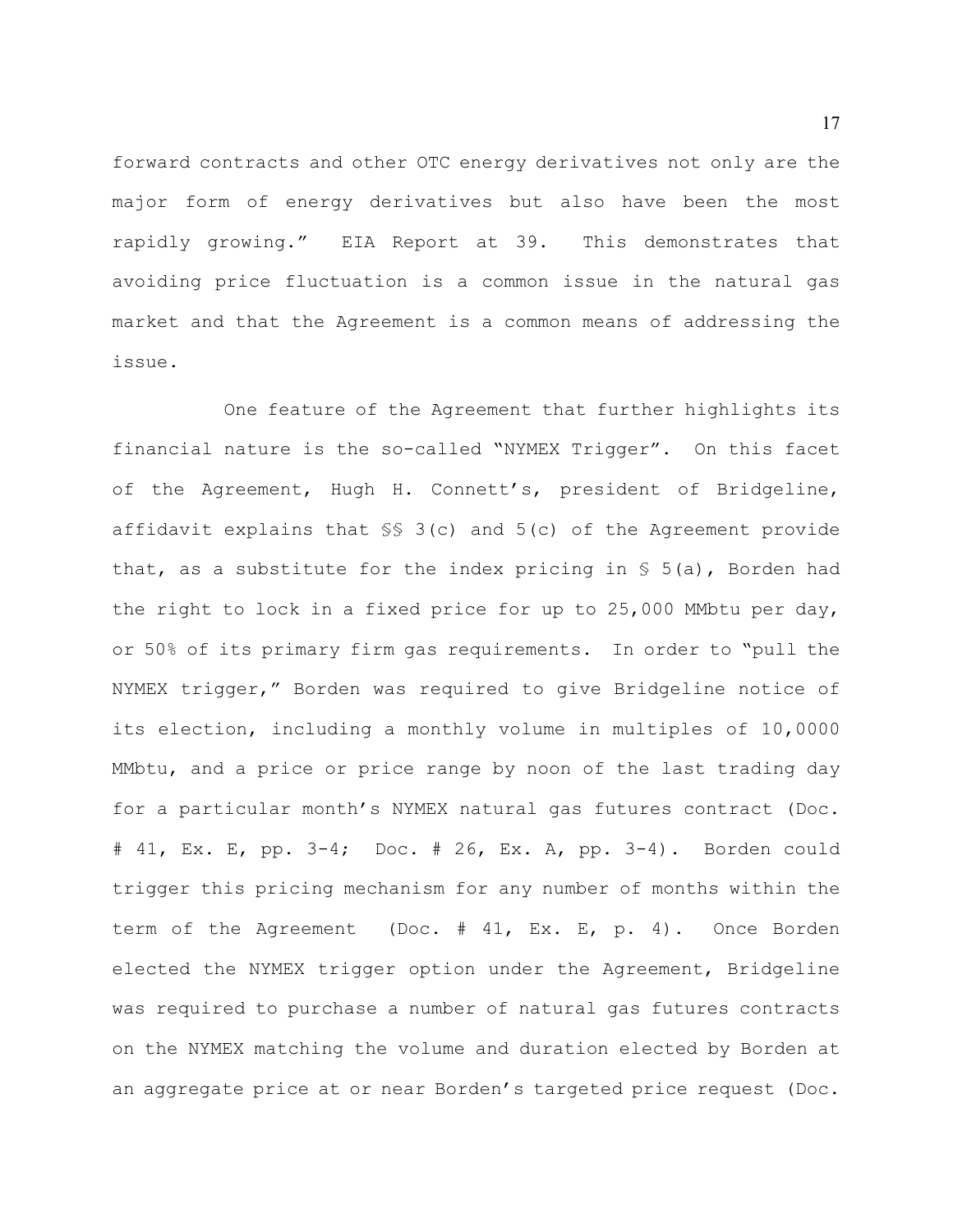forward contracts and other OTC energy derivatives not only are the major form of energy derivatives but also have been the most rapidly growing." EIA Report at 39. This demonstrates that avoiding price fluctuation is a common issue in the natural gas market and that the Agreement is a common means of addressing the issue.

One feature of the Agreement that further highlights its financial nature is the so-called "NYMEX Trigger". On this facet of the Agreement, Hugh H. Connett's, president of Bridgeline, affidavit explains that §§ 3(c) and 5(c) of the Agreement provide that, as a substitute for the index pricing in § 5(a), Borden had the right to lock in a fixed price for up to 25,000 MMbtu per day, or 50% of its primary firm gas requirements. In order to "pull the NYMEX trigger," Borden was required to give Bridgeline notice of its election, including a monthly volume in multiples of 10,0000 MMbtu, and a price or price range by noon of the last trading day for a particular month's NYMEX natural gas futures contract (Doc. # 41, Ex. E, pp. 3-4; Doc. # 26, Ex. A, pp. 3-4). Borden could trigger this pricing mechanism for any number of months within the term of the Agreement (Doc. # 41, Ex. E, p. 4). Once Borden elected the NYMEX trigger option under the Agreement, Bridgeline was required to purchase a number of natural gas futures contracts on the NYMEX matching the volume and duration elected by Borden at an aggregate price at or near Borden's targeted price request (Doc.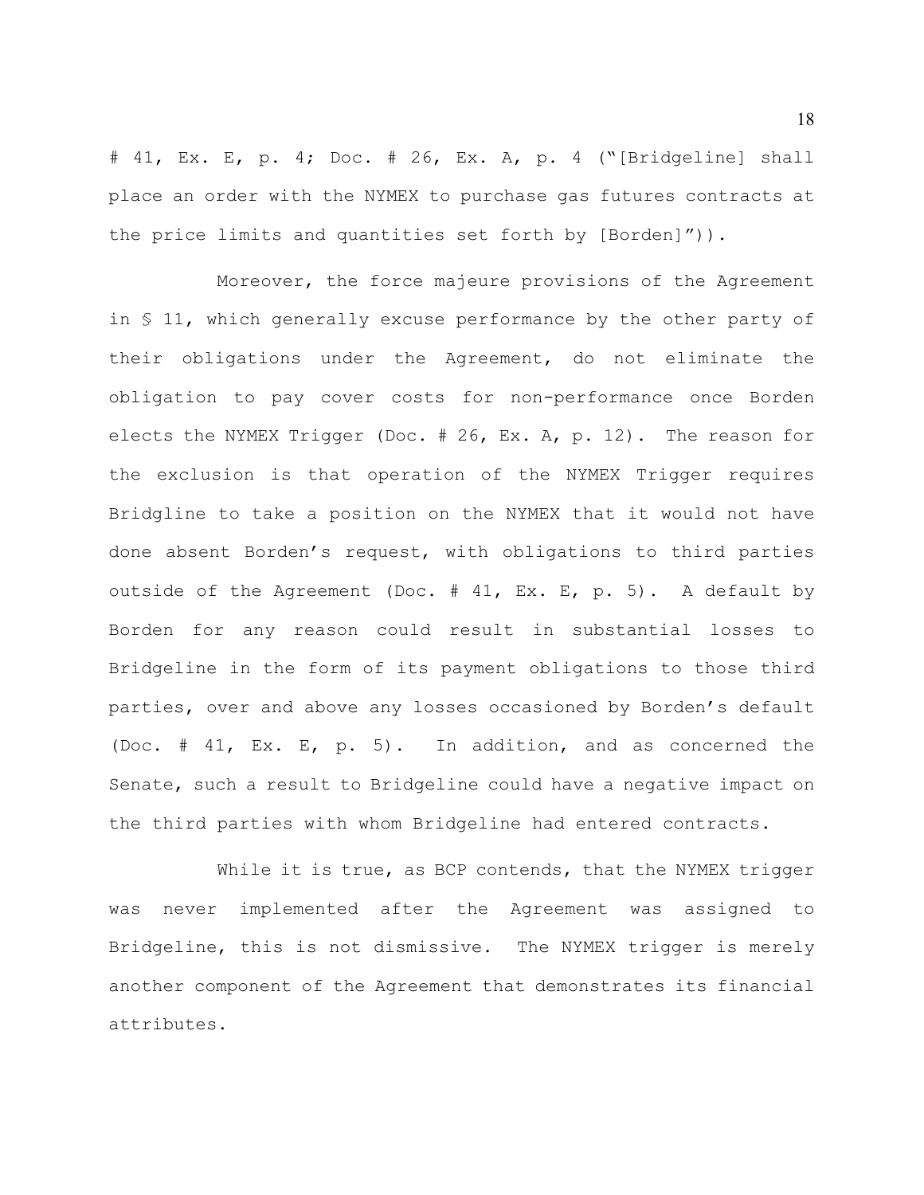# 41, Ex. E, p. 4; Doc. # 26, Ex. A, p. 4 ("[Bridgeline] shall place an order with the NYMEX to purchase gas futures contracts at the price limits and quantities set forth by [Borden]")).

Moreover, the force majeure provisions of the Agreement in § 11, which generally excuse performance by the other party of their obligations under the Agreement, do not eliminate the obligation to pay cover costs for non-performance once Borden elects the NYMEX Trigger (Doc. # 26, Ex. A, p. 12). The reason for the exclusion is that operation of the NYMEX Trigger requires Bridgline to take a position on the NYMEX that it would not have done absent Borden's request, with obligations to third parties outside of the Agreement (Doc. # 41, Ex. E, p. 5). A default by Borden for any reason could result in substantial losses to Bridgeline in the form of its payment obligations to those third parties, over and above any losses occasioned by Borden's default (Doc. # 41, Ex. E, p. 5). In addition, and as concerned the Senate, such a result to Bridgeline could have a negative impact on the third parties with whom Bridgeline had entered contracts.

While it is true, as BCP contends, that the NYMEX trigger was never implemented after the Agreement was assigned to Bridgeline, this is not dismissive. The NYMEX trigger is merely another component of the Agreement that demonstrates its financial attributes.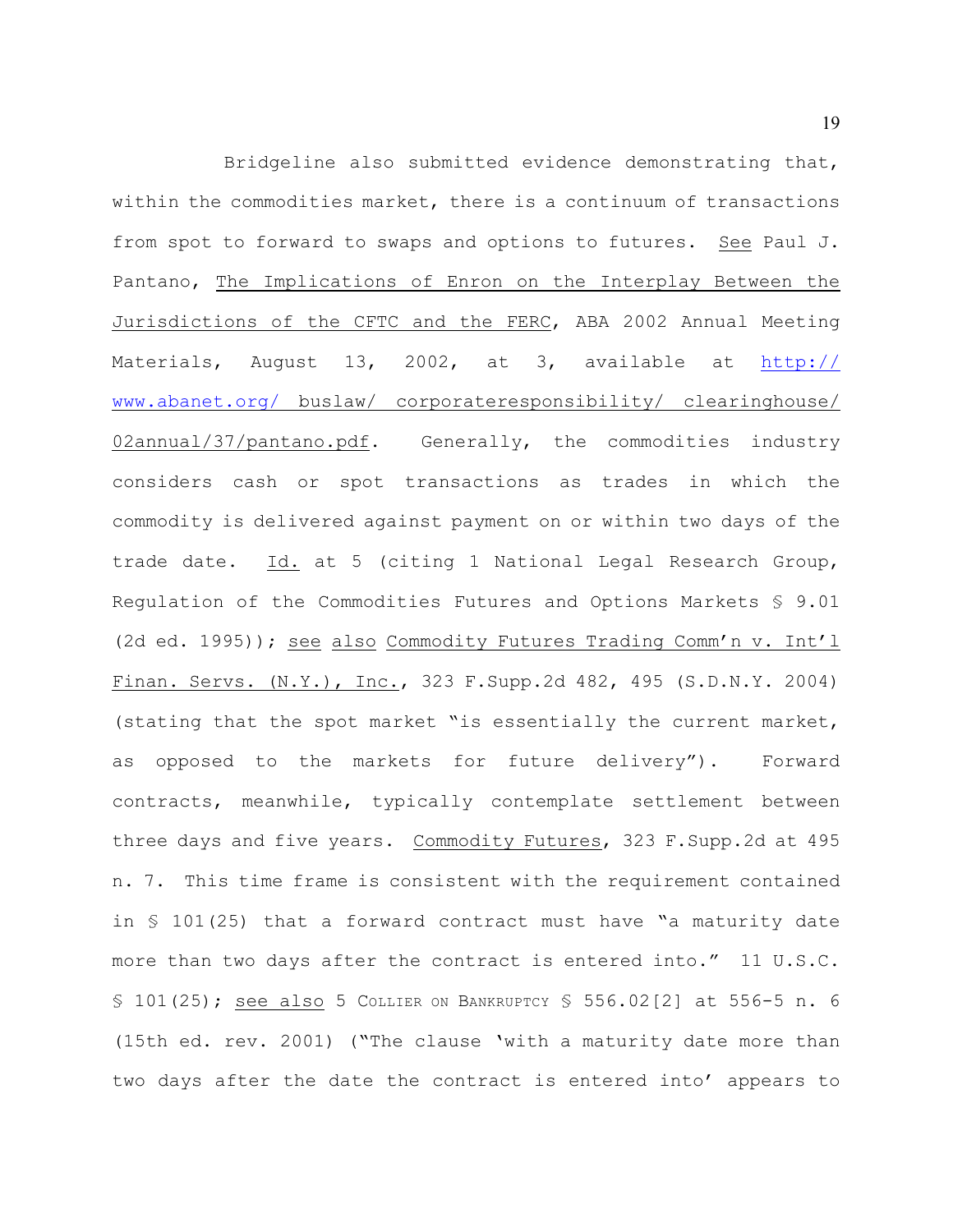Bridgeline also submitted evidence demonstrating that, within the commodities market, there is a continuum of transactions from spot to forward to swaps and options to futures. See Paul J. Pantano, The Implications of Enron on the Interplay Between the Jurisdictions of the CFTC and the FERC, ABA 2002 Annual Meeting Materials, August 13, 2002, at 3, available at http://www.abanet.org/buslaw/corporateresponsibility/clearinghouse/02annual/37/pantano.pdf. Generally, the commodities industry considers cash or spot transactions as trades in which the commodity is delivered against payment on or within two days of the trade date. Id. at 5 (citing 1 National Legal Research Group, Regulation of the Commodities Futures and Options Markets § 9.01 (2d ed. 1995)); see also Commodity Futures Trading Comm'n v. Int'l Finan. Servs. (N.Y.), Inc., 323 F.Supp.2d 482, 495 (S.D.N.Y. 2004) (stating that the spot market "is essentially the current market, as opposed to the markets for future delivery"). Forward contracts, meanwhile, typically contemplate settlement between three days and five years. Commodity Futures, 323 F.Supp.2d at 495 n. 7. This time frame is consistent with the requirement contained in § 101(25) that a forward contract must have "a maturity date more than two days after the contract is entered into." 11 U.S.C. § 101(25); see also 5 COLLIER ON BANKRUPTCY § 556.02[2] at 556-5 n. 6 (15th ed. rev. 2001) ("The clause 'with a maturity date more than two days after the date the contract is entered into' appears to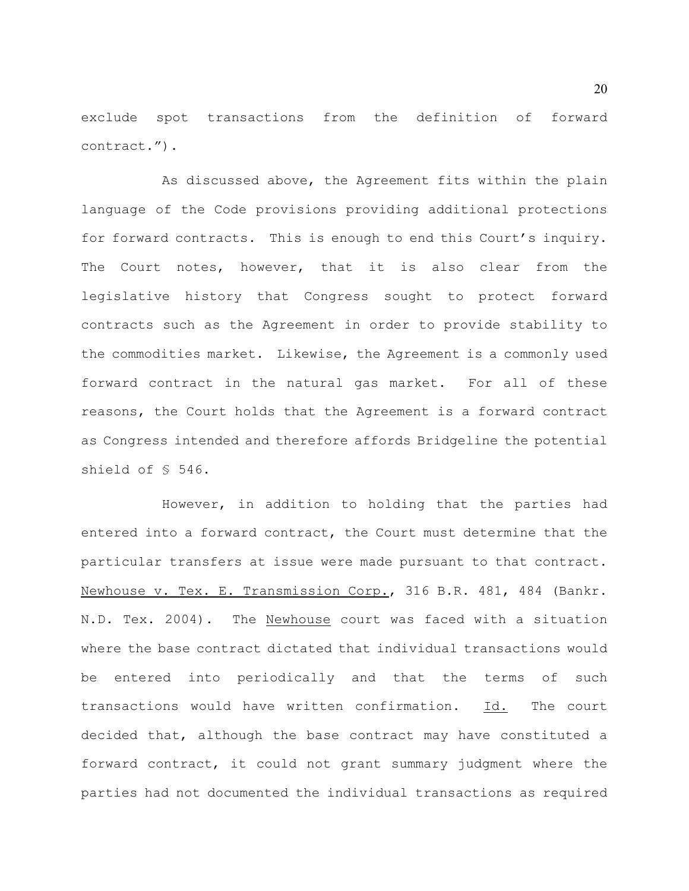exclude spot transactions from the definition of forward contract.").

As discussed above, the Agreement fits within the plain language of the Code provisions providing additional protections for forward contracts. This is enough to end this Court's inquiry. The Court notes, however, that it is also clear from the legislative history that Congress sought to protect forward contracts such as the Agreement in order to provide stability to the commodities market. Likewise, the Agreement is a commonly used forward contract in the natural gas market. For all of these reasons, the Court holds that the Agreement is a forward contract as Congress intended and therefore affords Bridgeline the potential shield of § 546.

However, in addition to holding that the parties had entered into a forward contract, the Court must determine that the particular transfers at issue were made pursuant to that contract. Newhouse v. Tex. E. Transmission Corp., 316 B.R. 481, 484 (Bankr. N.D. Tex. 2004). The Newhouse court was faced with a situation where the base contract dictated that individual transactions would be entered into periodically and that the terms of such transactions would have written confirmation. Id. The court decided that, although the base contract may have constituted a forward contract, it could not grant summary judgment where the parties had not documented the individual transactions as required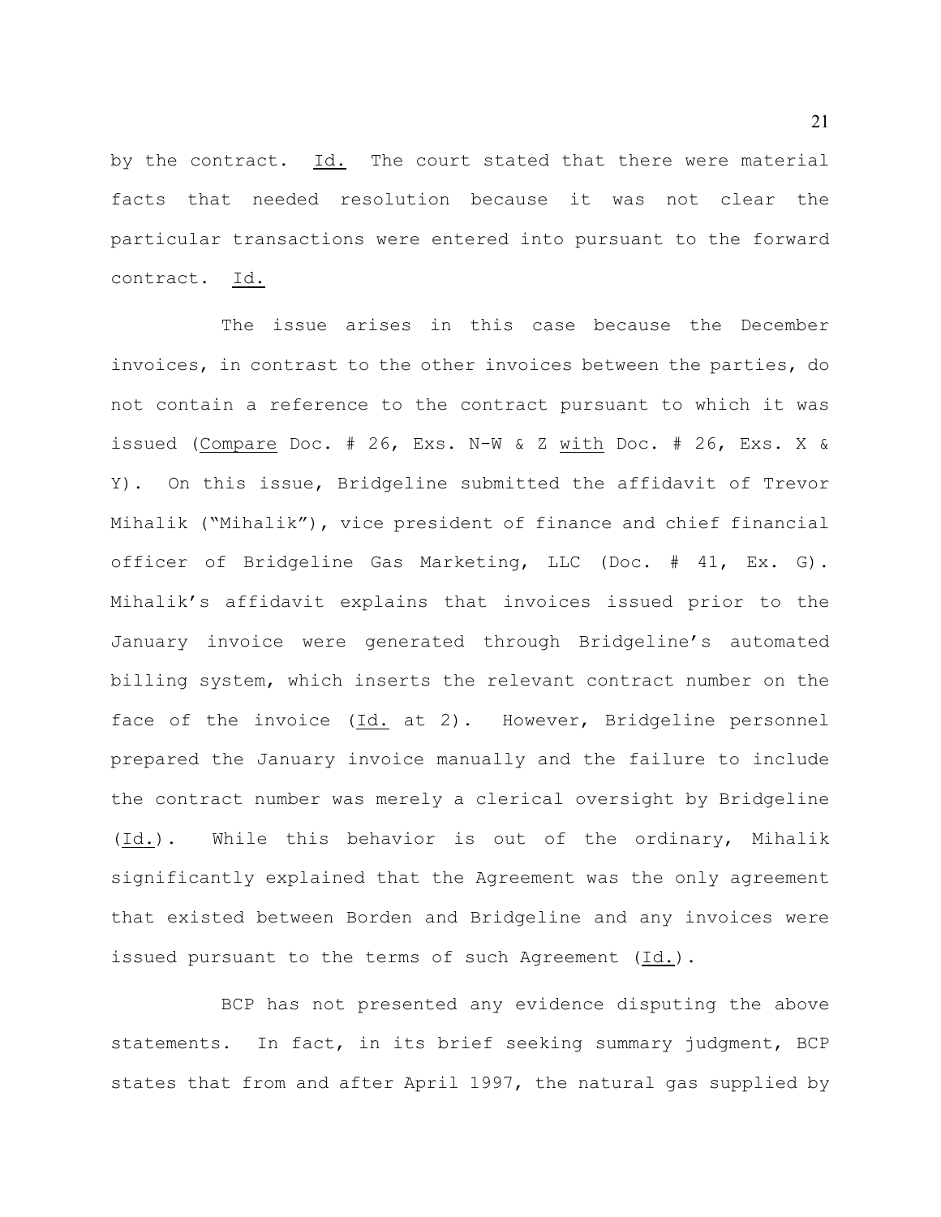by the contract. Id. The court stated that there were material facts that needed resolution because it was not clear the particular transactions were entered into pursuant to the forward contract. Id.

The issue arises in this case because the December invoices, in contrast to the other invoices between the parties, do not contain a reference to the contract pursuant to which it was issued (Compare Doc. # 26, Exs. N-W & Z with Doc. # 26, Exs. X & Y). On this issue, Bridgeline submitted the affidavit of Trevor Mihalik ("Mihalik"), vice president of finance and chief financial officer of Bridgeline Gas Marketing, LLC (Doc. # 41, Ex. G). Mihalik's affidavit explains that invoices issued prior to the January invoice were generated through Bridgeline's automated billing system, which inserts the relevant contract number on the face of the invoice (Id. at 2). However, Bridgeline personnel prepared the January invoice manually and the failure to include the contract number was merely a clerical oversight by Bridgeline (Id.). While this behavior is out of the ordinary, Mihalik significantly explained that the Agreement was the only agreement that existed between Borden and Bridgeline and any invoices were issued pursuant to the terms of such Agreement (Id.).

BCP has not presented any evidence disputing the above statements. In fact, in its brief seeking summary judgment, BCP states that from and after April 1997, the natural gas supplied by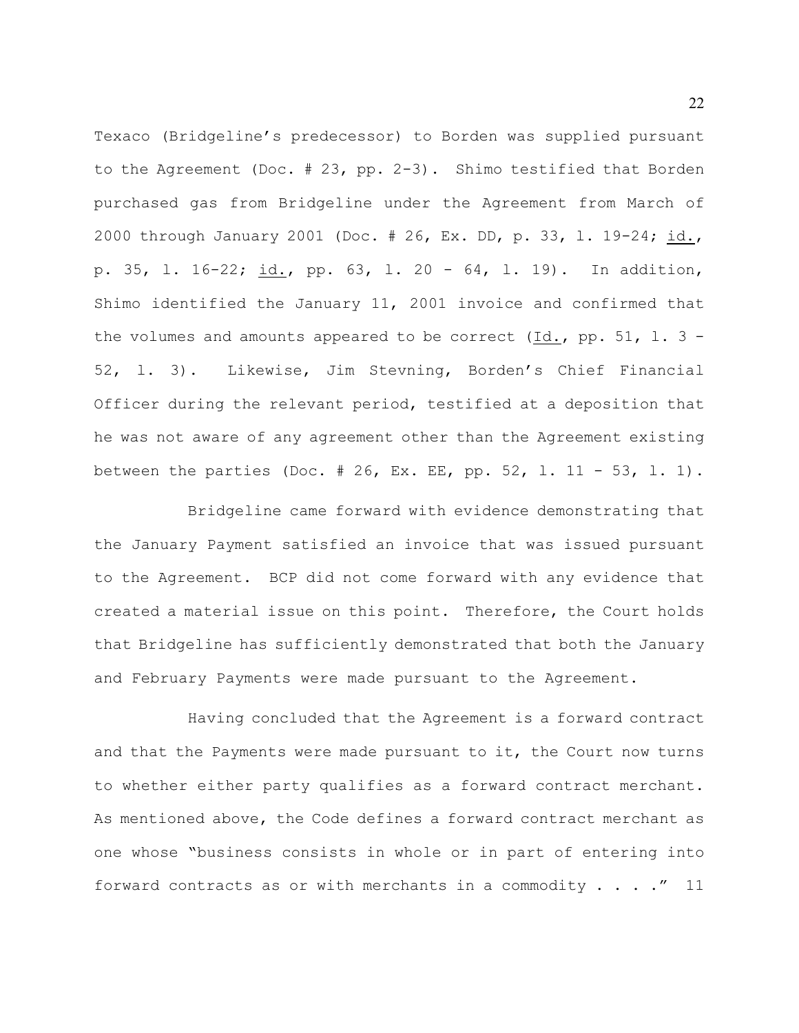Texaco (Bridgeline's predecessor) to Borden was supplied pursuant to the Agreement (Doc. # 23, pp. 2-3). Shimo testified that Borden purchased gas from Bridgeline under the Agreement from March of 2000 through January 2001 (Doc. # 26, Ex. DD, p. 33, l. 19-24; id., p. 35, l. 16-22; id., pp. 63, l. 20 - 64, l. 19). In addition, Shimo identified the January 11, 2001 invoice and confirmed that the volumes and amounts appeared to be correct (Id., pp. 51, l. 3 - 52, l. 3). Likewise, Jim Stevning, Borden's Chief Financial Officer during the relevant period, testified at a deposition that he was not aware of any agreement other than the Agreement existing between the parties (Doc. # 26, Ex. EE, pp. 52, l. 11 - 53, l. 1).

Bridgeline came forward with evidence demonstrating that the January Payment satisfied an invoice that was issued pursuant to the Agreement. BCP did not come forward with any evidence that created a material issue on this point. Therefore, the Court holds that Bridgeline has sufficiently demonstrated that both the January and February Payments were made pursuant to the Agreement.

Having concluded that the Agreement is a forward contract and that the Payments were made pursuant to it, the Court now turns to whether either party qualifies as a forward contract merchant. As mentioned above, the Code defines a forward contract merchant as one whose "business consists in whole or in part of entering into forward contracts as or with merchants in a commodity . . . ." 11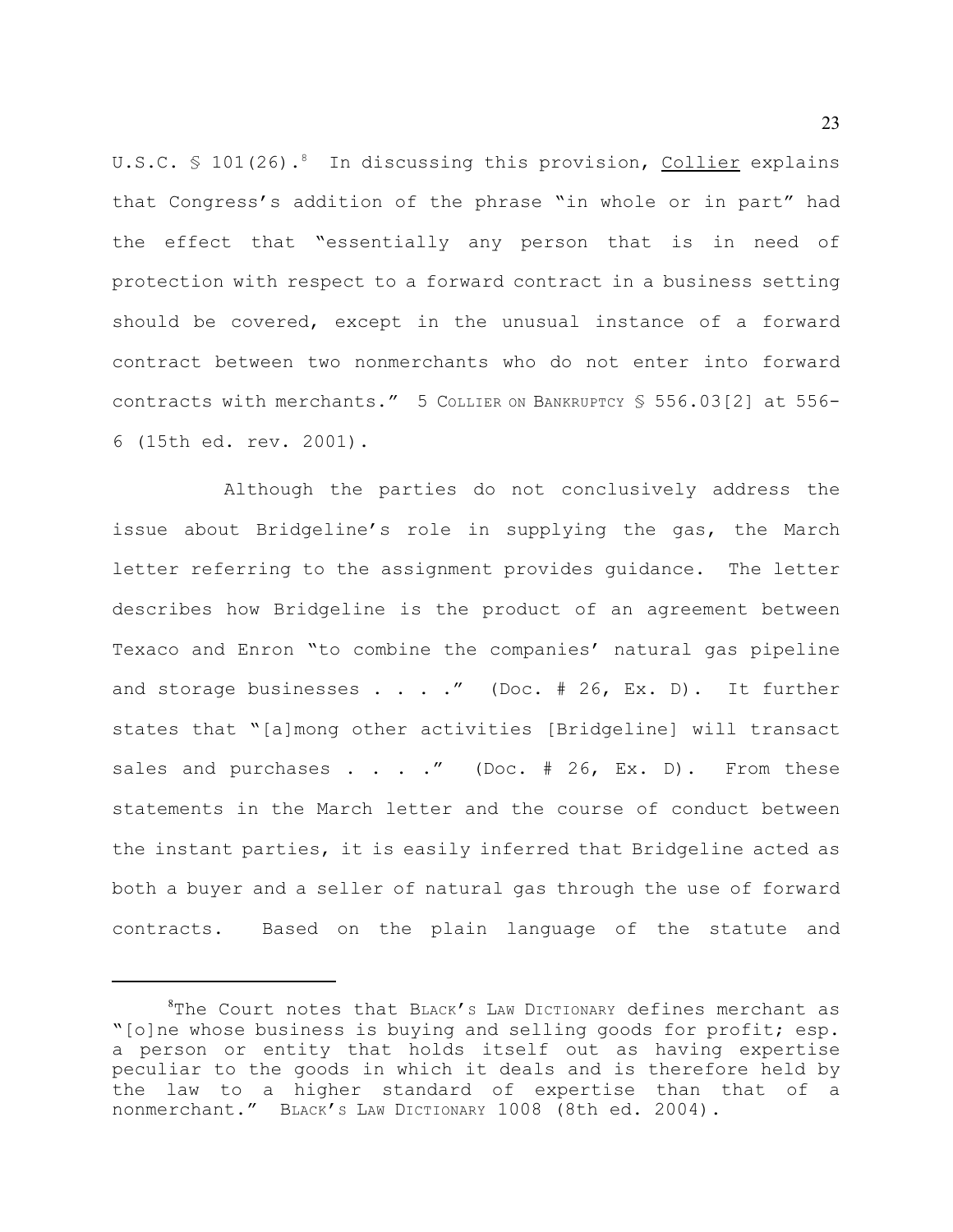U.S.C. § 101(26).[8] In discussing this provision, Collier explains that Congress's addition of the phrase "in whole or in part" had the effect that "essentially any person that is in need of protection with respect to a forward contract in a business setting should be covered, except in the unusual instance of a forward contract between two nonmerchants who do not enter into forward contracts with merchants." 5 COLLIER ON BANKRUPTCY § 556.03[2] at 556-6 (15th ed. rev. 2001).

Although the parties do not conclusively address the issue about Bridgeline's role in supplying the gas, the March letter referring to the assignment provides guidance. The letter describes how Bridgeline is the product of an agreement between Texaco and Enron "to combine the companies' natural gas pipeline and storage businesses . . . ." (Doc. # 26, Ex. D). It further states that "[a]mong other activities [Bridgeline] will transact sales and purchases . . . ." (Doc. # 26, Ex. D). From these statements in the March letter and the course of conduct between the instant parties, it is easily inferred that Bridgeline acted as both a buyer and a seller of natural gas through the use of forward contracts. Based on the plain language of the statute and

---

[8] The Court notes that BLACK'S LAW DICTIONARY defines merchant as "[o]ne whose business is buying and selling goods for profit; esp. a person or entity that holds itself out as having expertise peculiar to the goods in which it deals and is therefore held by the law to a higher standard of expertise than that of a nonmerchant." BLACK'S LAW DICTIONARY 1008 (8th ed. 2004).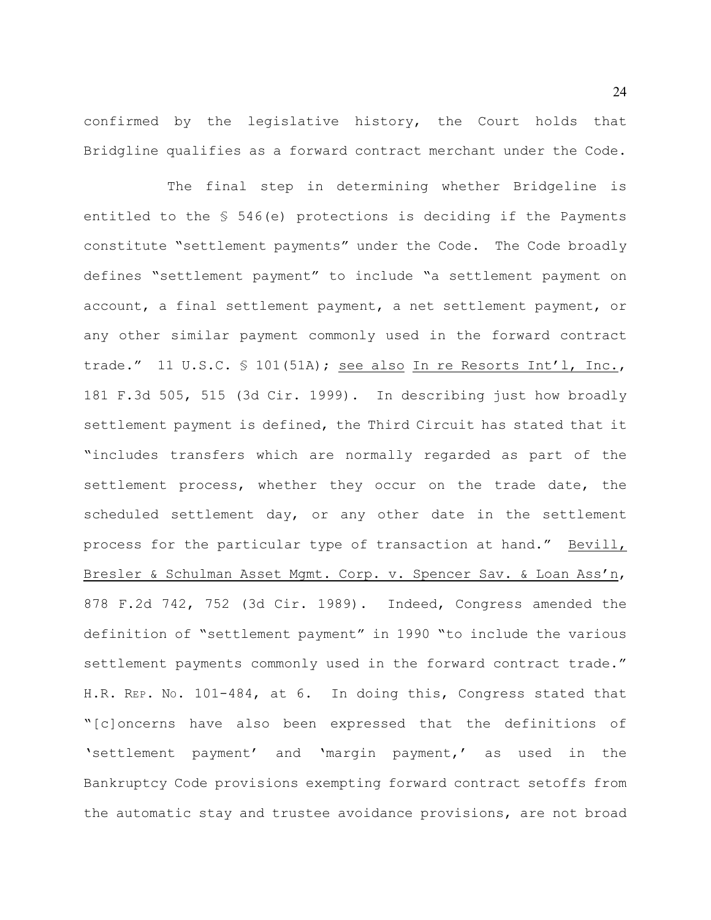confirmed by the legislative history, the Court holds that Bridgline qualifies as a forward contract merchant under the Code.

The final step in determining whether Bridgeline is entitled to the § 546(e) protections is deciding if the Payments constitute "settlement payments" under the Code. The Code broadly defines "settlement payment" to include "a settlement payment on account, a final settlement payment, a net settlement payment, or any other similar payment commonly used in the forward contract trade." 11 U.S.C. § 101(51A); see also In re Resorts Int'l, Inc., 181 F.3d 505, 515 (3d Cir. 1999). In describing just how broadly settlement payment is defined, the Third Circuit has stated that it "includes transfers which are normally regarded as part of the settlement process, whether they occur on the trade date, the scheduled settlement day, or any other date in the settlement process for the particular type of transaction at hand." Bevill, Bresler & Schulman Asset Mgmt. Corp. v. Spencer Sav. & Loan Ass'n, 878 F.2d 742, 752 (3d Cir. 1989). Indeed, Congress amended the definition of "settlement payment" in 1990 "to include the various settlement payments commonly used in the forward contract trade." H.R. REP. NO. 101-484, at 6. In doing this, Congress stated that "[c]oncerns have also been expressed that the definitions of 'settlement payment' and 'margin payment,' as used in the Bankruptcy Code provisions exempting forward contract setoffs from the automatic stay and trustee avoidance provisions, are not broad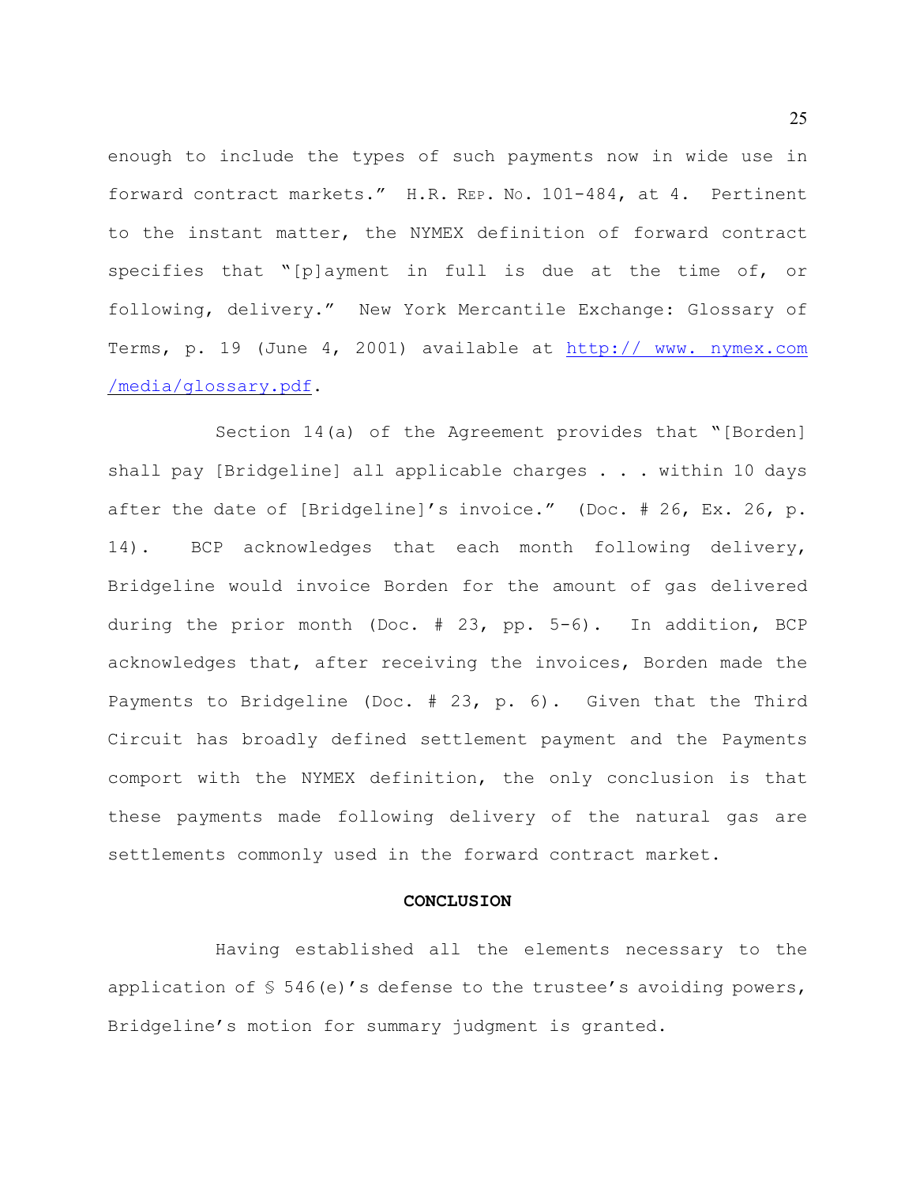enough to include the types of such payments now in wide use in forward contract markets." H.R. REP. NO. 101-484, at 4. Pertinent to the instant matter, the NYMEX definition of forward contract specifies that "[p]ayment in full is due at the time of, or following, delivery." New York Mercantile Exchange: Glossary of Terms, p. 19 (June 4, 2001) available at http:// www. nymex.com /media/glossary.pdf.

Section 14(a) of the Agreement provides that "[Borden] shall pay [Bridgeline] all applicable charges . . . within 10 days after the date of [Bridgeline]'s invoice." (Doc. # 26, Ex. 26, p. 14). BCP acknowledges that each month following delivery, Bridgeline would invoice Borden for the amount of gas delivered during the prior month (Doc. # 23, pp. 5-6). In addition, BCP acknowledges that, after receiving the invoices, Borden made the Payments to Bridgeline (Doc. # 23, p. 6). Given that the Third Circuit has broadly defined settlement payment and the Payments comport with the NYMEX definition, the only conclusion is that these payments made following delivery of the natural gas are settlements commonly used in the forward contract market.

## CONCLUSION

Having established all the elements necessary to the application of § 546(e)'s defense to the trustee's avoiding powers, Bridgeline's motion for summary judgment is granted.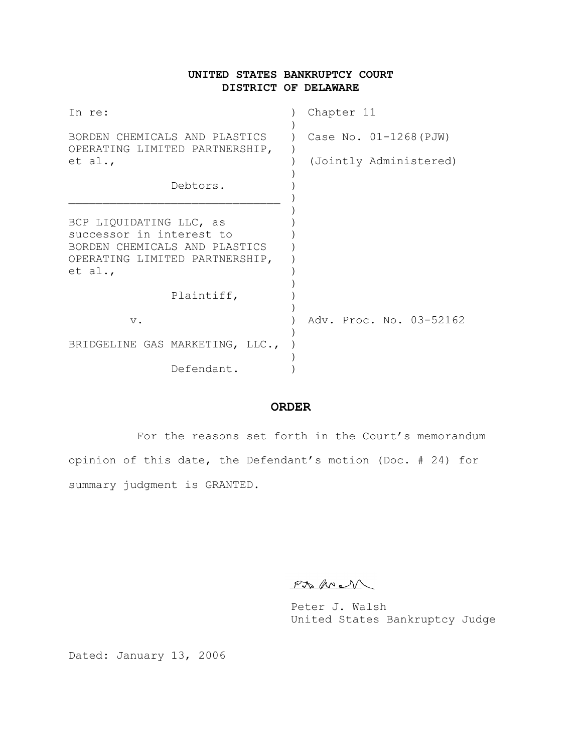**UNITED STATES BANKRUPTCY COURT**
**DISTRICT OF DELAWARE**

| | |
|---|---|
| In re: | Chapter 11 |
| BORDEN CHEMICALS AND PLASTICS OPERATING LIMITED PARTNERSHIP, et al., | Case No. 01-1268(PJW) |
| | (Jointly Administered) |
| Debtors. | |
| BCP LIQUIDATING LLC, as successor in interest to BORDEN CHEMICALS AND PLASTICS OPERATING LIMITED PARTNERSHIP, et al., | |
| Plaintiff, | |
| v. | Adv. Proc. No. 03-52162 |
| BRIDGELINE GAS MARKETING, LLC., | |
| Defendant. | |

## ORDER

For the reasons set forth in the Court's memorandum opinion of this date, the Defendant's motion (Doc. # 24) for summary judgment is GRANTED.

Peter J. Walsh
United States Bankruptcy Judge

Dated: January 13, 2006